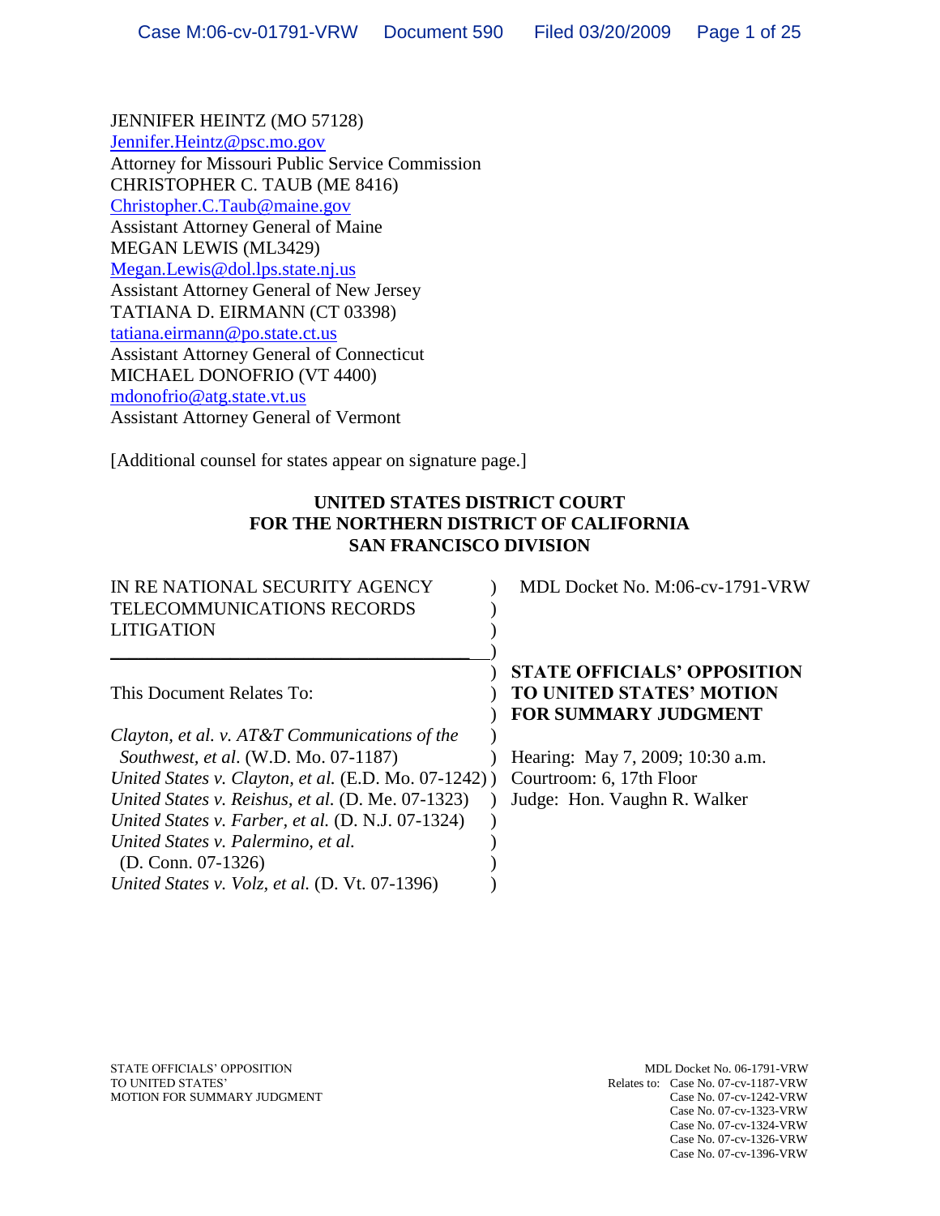JENNIFER HEINTZ (MO 57128)
Jennifer.Heintz@psc.mo.gov
Attorney for Missouri Public Service Commission
CHRISTOPHER C. TAUB (ME 8416)
Christopher.C.Taub@maine.gov
Assistant Attorney General of Maine
MEGAN LEWIS (ML3429)
Megan.Lewis@dol.lps.state.nj.us
Assistant Attorney General of New Jersey
TATIANA D. EIRMANN (CT 03398)
tatiana.eirmann@po.state.ct.us
Assistant Attorney General of Connecticut
MICHAEL DONOFRIO (VT 4400)
mdonofrio@atg.state.vt.us
Assistant Attorney General of Vermont

[Additional counsel for states appear on signature page.]

**UNITED STATES DISTRICT COURT**
**FOR THE NORTHERN DISTRICT OF CALIFORNIA**
**SAN FRANCISCO DIVISION**

| | |
|---|---|
| IN RE NATIONAL SECURITY AGENCY TELECOMMUNICATIONS RECORDS LITIGATION | MDL Docket No. M:06-cv-1791-VRW |
| This Document Relates To: | **STATE OFFICIALS' OPPOSITION TO UNITED STATES' MOTION FOR SUMMARY JUDGMENT** |
| *Clayton, et al. v. AT&T Communications of the Southwest, et al.* (W.D. Mo. 07-1187) | Hearing: May 7, 2009; 10:30 a.m. |
| *United States v. Clayton, et al.* (E.D. Mo. 07-1242) | Courtroom: 6, 17th Floor |
| *United States v. Reishus, et al.* (D. Me. 07-1323) | Judge: Hon. Vaughn R. Walker |
| *United States v. Farber, et al.* (D. N.J. 07-1324) | |
| *United States v. Palermino, et al.* (D. Conn. 07-1326) | |
| *United States v. Volz, et al.* (D. Vt. 07-1396) | |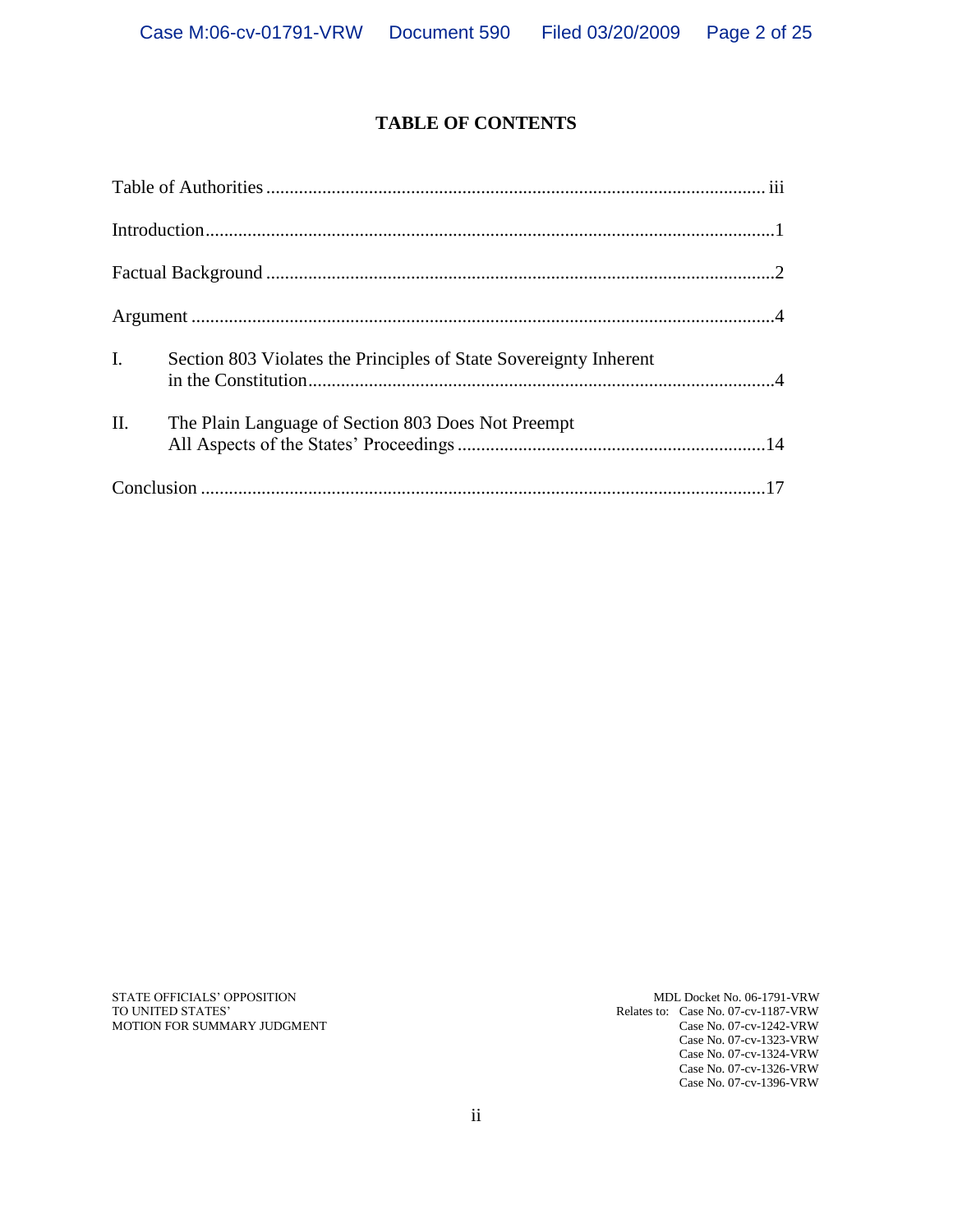# TABLE OF CONTENTS

| | |
|---|---|
| Table of Authorities | iii |
| Introduction | 1 |
| Factual Background | 2 |
| Argument | 4 |
| I. Section 803 Violates the Principles of State Sovereignty Inherent in the Constitution | 4 |
| II. The Plain Language of Section 803 Does Not Preempt All Aspects of the States' Proceedings | 14 |
| Conclusion | 17 |

STATE OFFICIALS' OPPOSITION TO UNITED STATES' MOTION FOR SUMMARY JUDGMENT

MDL Docket No. 06-1791-VRW
Relates to: Case No. 07-cv-1187-VRW
Case No. 07-cv-1242-VRW
Case No. 07-cv-1323-VRW
Case No. 07-cv-1324-VRW
Case No. 07-cv-1326-VRW
Case No. 07-cv-1396-VRW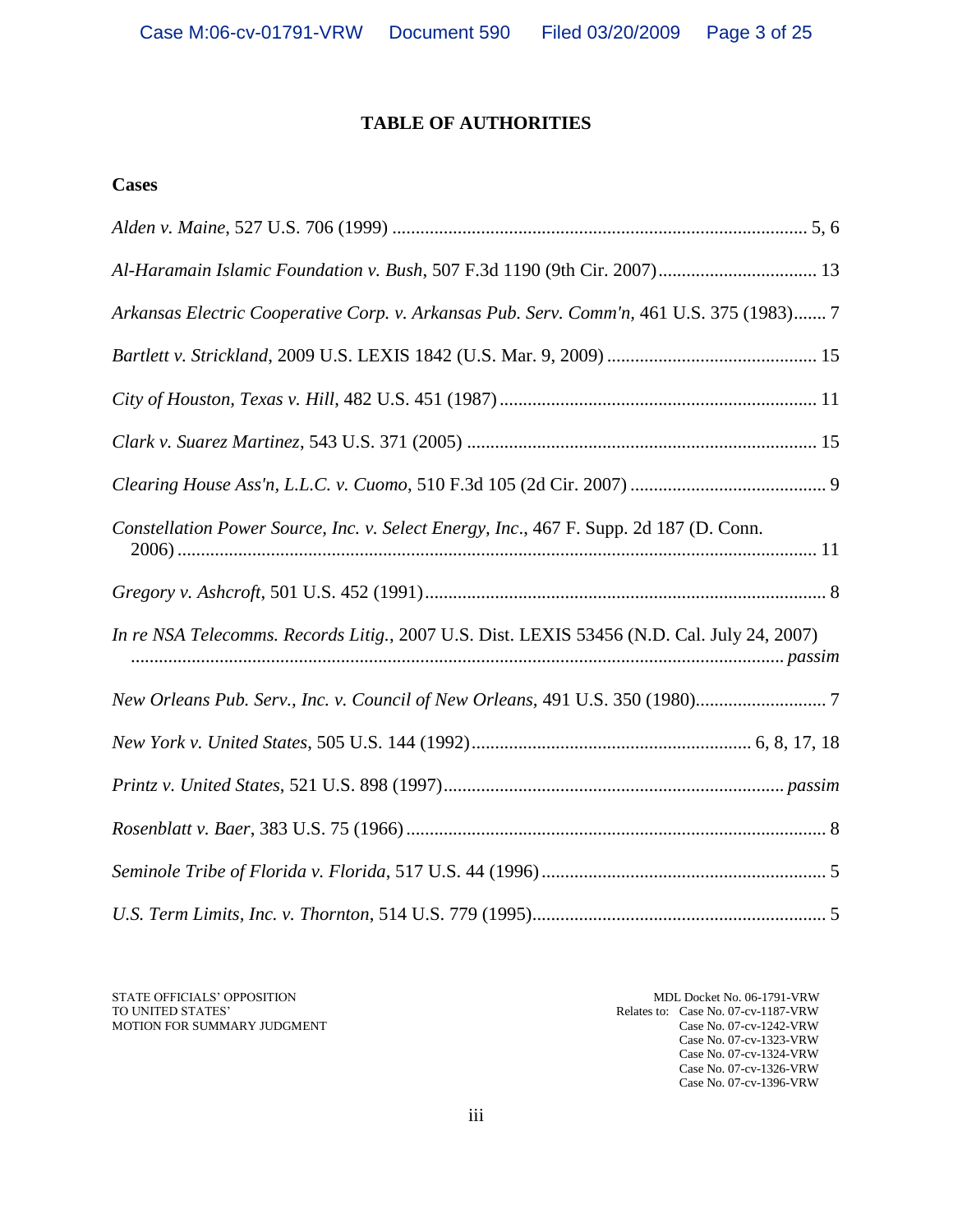# TABLE OF AUTHORITIES

## Cases

*Alden v. Maine*, 527 U.S. 706 (1999) ........................................................................................ 5, 6

*Al-Haramain Islamic Foundation v. Bush*, 507 F.3d 1190 (9th Cir. 2007)................................. 13

*Arkansas Electric Cooperative Corp. v. Arkansas Pub. Serv. Comm'n*, 461 U.S. 375 (1983)....... 7

*Bartlett v. Strickland*, 2009 U.S. LEXIS 1842 (U.S. Mar. 9, 2009) ............................................ 15

*City of Houston, Texas v. Hill*, 482 U.S. 451 (1987) ................................................................... 11

*Clark v. Suarez Martinez*, 543 U.S. 371 (2005) .......................................................................... 15

*Clearing House Ass'n, L.L.C. v. Cuomo*, 510 F.3d 105 (2d Cir. 2007) .......................................... 9

*Constellation Power Source, Inc. v. Select Energy, Inc*., 467 F. Supp. 2d 187 (D. Conn. 2006) ....................................................................................................................................... 11

*Gregory v. Ashcroft*, 501 U.S. 452 (1991)...................................................................................... 8

*In re NSA Telecomms. Records Litig.*, 2007 U.S. Dist. LEXIS 53456 (N.D. Cal. July 24, 2007) ........................................................................................................................................... *passim*

*New Orleans Pub. Serv., Inc. v. Council of New Orleans,* 491 U.S. 350 (1980)............................ 7

*New York v. United States*, 505 U.S. 144 (1992)............................................................ 6, 8, 17, 18

*Printz v. United States*, 521 U.S. 898 (1997)......................................................................... *passim*

*Rosenblatt v. Baer*, 383 U.S. 75 (1966) .......................................................................................... 8

*Seminole Tribe of Florida v. Florida*, 517 U.S. 44 (1996) ............................................................. 5

*U.S. Term Limits, Inc. v. Thornton*, 514 U.S. 779 (1995)............................................................... 5

STATE OFFICIALS' OPPOSITION
TO UNITED STATES'
MOTION FOR SUMMARY JUDGMENT

MDL Docket No. 06-1791-VRW
Relates to: Case No. 07-cv-1187-VRW
Case No. 07-cv-1242-VRW
Case No. 07-cv-1323-VRW
Case No. 07-cv-1324-VRW
Case No. 07-cv-1326-VRW
Case No. 07-cv-1396-VRW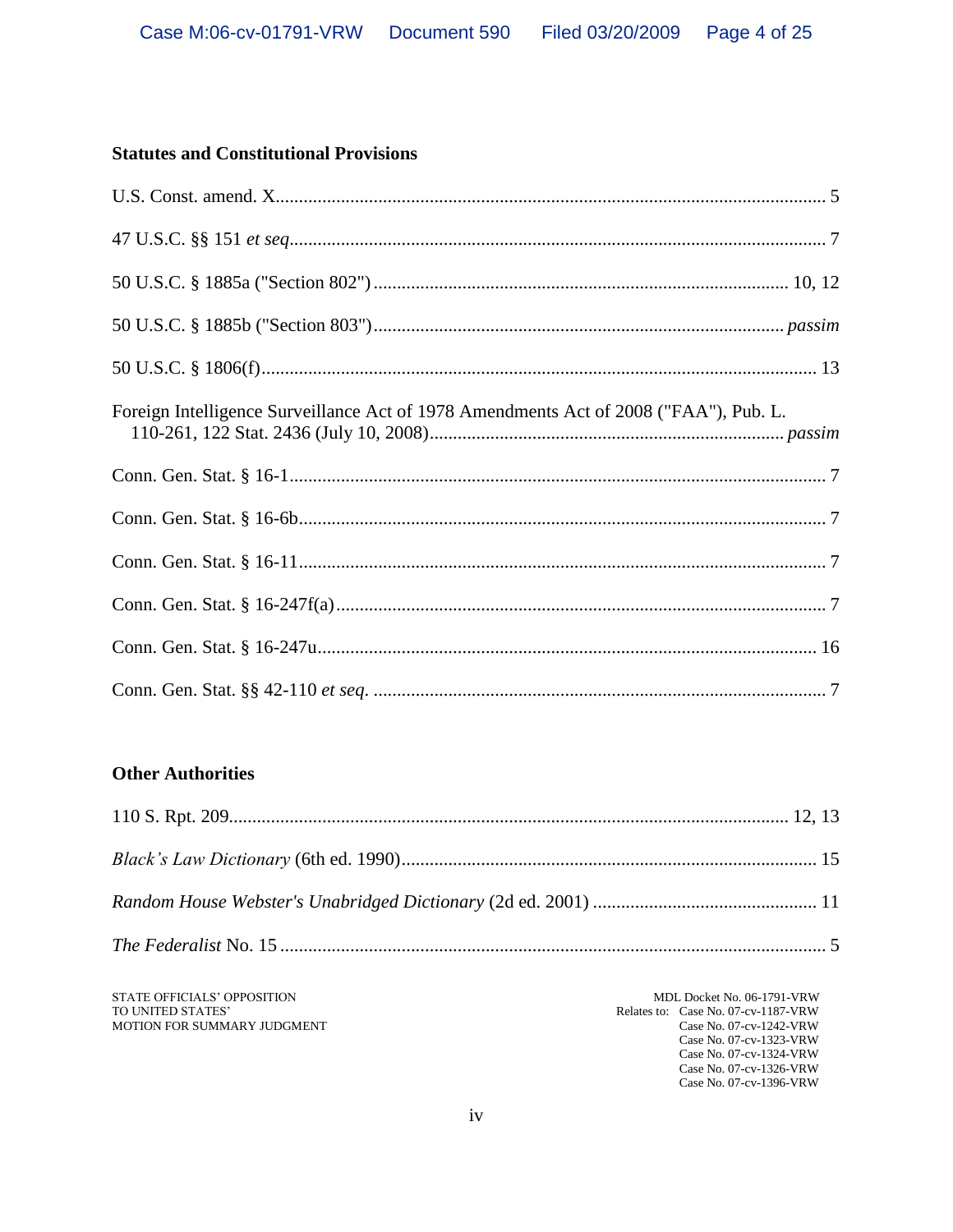### Statutes and Constitutional Provisions

U.S. Const. amend. X....................................................................................................................... 5

47 U.S.C. §§ 151 *et seq*................................................................................................................. 7

50 U.S.C. § 1885a ("Section 802") ........................................................................................ 10, 12

50 U.S.C. § 1885b ("Section 803")...................................................................................... *passim*

50 U.S.C. § 1806(f)....................................................................................................................... 13

Foreign Intelligence Surveillance Act of 1978 Amendments Act of 2008 ("FAA"), Pub. L. 110-261, 122 Stat. 2436 (July 10, 2008)........................................................................... *passim*

Conn. Gen. Stat. § 16-1.................................................................................................................. 7

Conn. Gen. Stat. § 16-6b................................................................................................................ 7

Conn. Gen. Stat. § 16-11................................................................................................................ 7

Conn. Gen. Stat. § 16-247f(a)........................................................................................................ 7

Conn. Gen. Stat. § 16-247u.......................................................................................................... 16

Conn. Gen. Stat. §§ 42-110 *et seq*. ................................................................................................ 7

### Other Authorities

110 S. Rpt. 209...................................................................................................................... 12, 13

*Black's Law Dictionary* (6th ed. 1990)........................................................................................ 15

*Random House Webster's Unabridged Dictionary* (2d ed. 2001) ............................................... 11

*The Federalist* No. 15 .................................................................................................................... 5

STATE OFFICIALS' OPPOSITION TO UNITED STATES' MOTION FOR SUMMARY JUDGMENT

MDL Docket No. 06-1791-VRW
Relates to: Case No. 07-cv-1187-VRW
Case No. 07-cv-1242-VRW
Case No. 07-cv-1323-VRW
Case No. 07-cv-1324-VRW
Case No. 07-cv-1326-VRW
Case No. 07-cv-1396-VRW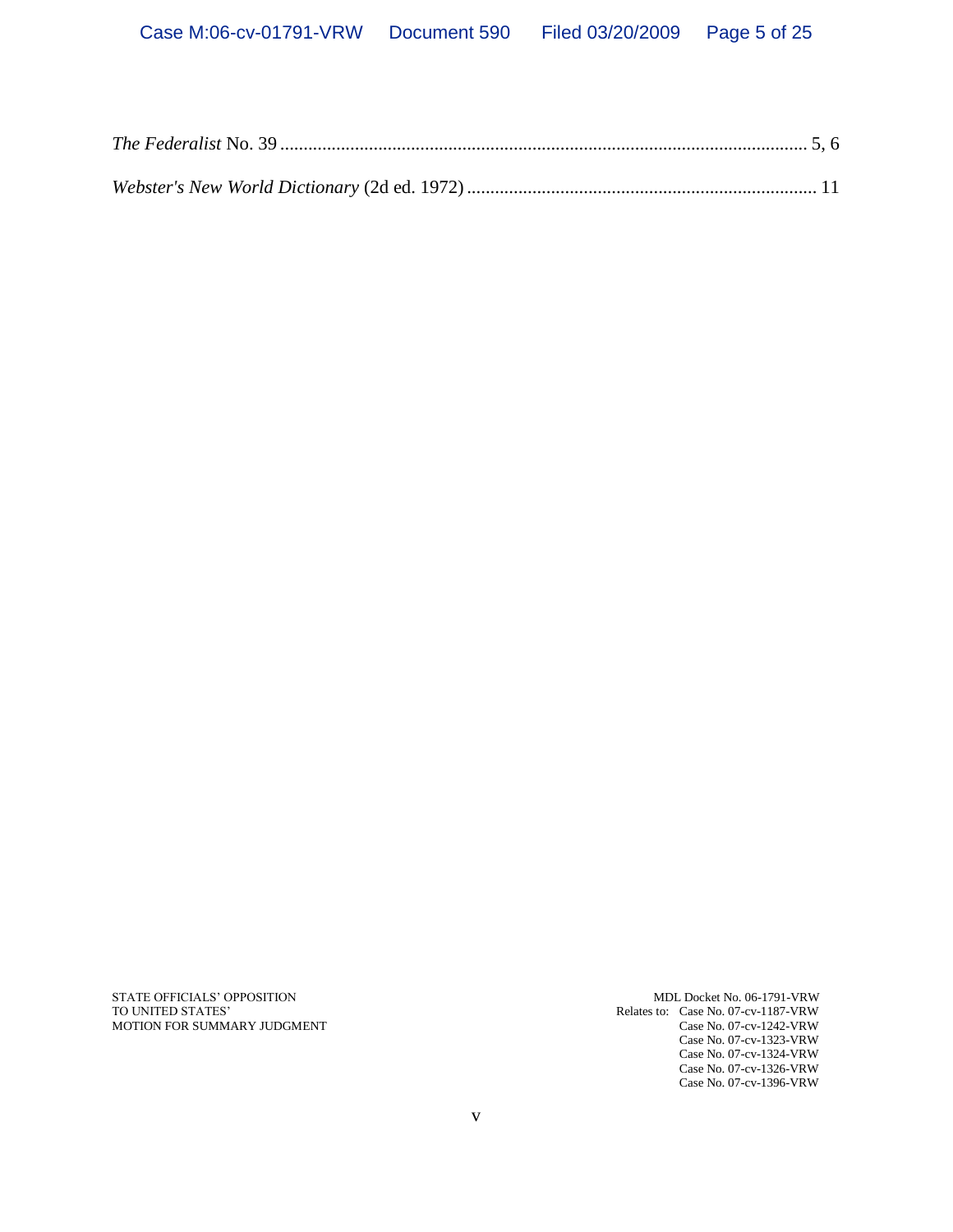*The Federalist* No. 39 ................................................................................................................ 5, 6

*Webster's New World Dictionary* (2d ed. 1972) .......................................................................... 11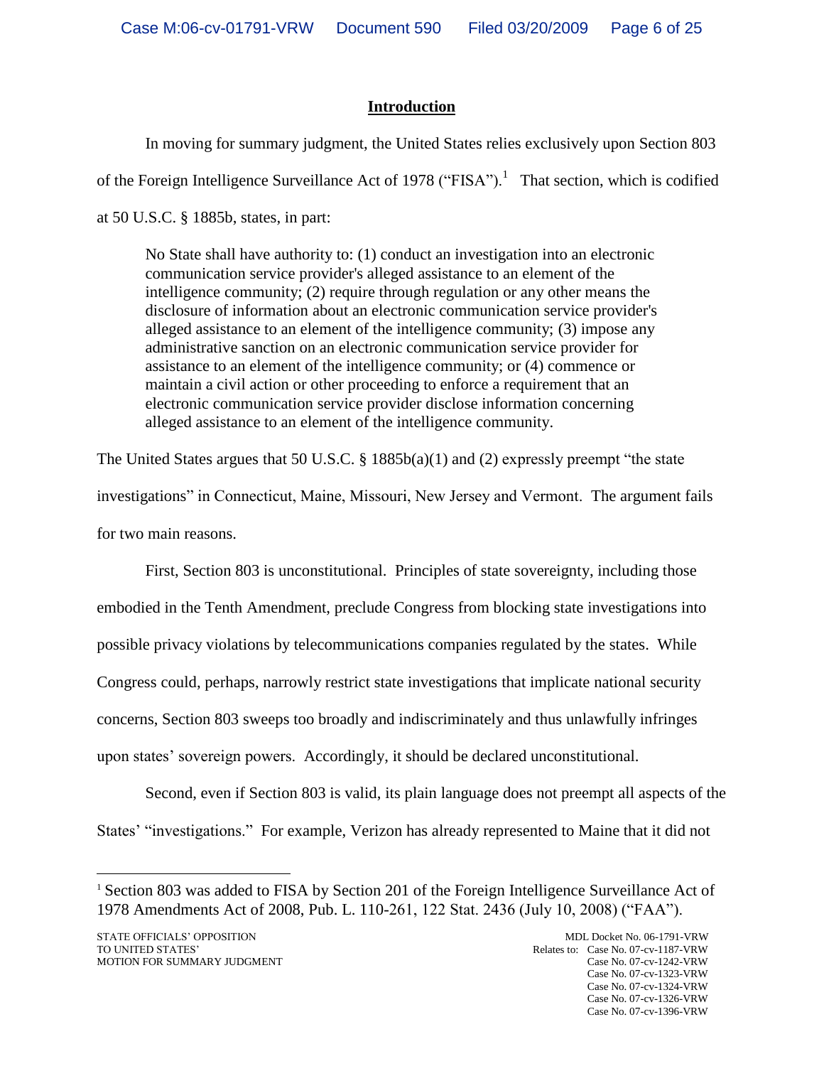## Introduction

In moving for summary judgment, the United States relies exclusively upon Section 803 of the Foreign Intelligence Surveillance Act of 1978 ("FISA").[1] That section, which is codified at 50 U.S.C. § 1885b, states, in part:

> No State shall have authority to: (1) conduct an investigation into an electronic communication service provider's alleged assistance to an element of the intelligence community; (2) require through regulation or any other means the disclosure of information about an electronic communication service provider's alleged assistance to an element of the intelligence community; (3) impose any administrative sanction on an electronic communication service provider for assistance to an element of the intelligence community; or (4) commence or maintain a civil action or other proceeding to enforce a requirement that an electronic communication service provider disclose information concerning alleged assistance to an element of the intelligence community.

The United States argues that 50 U.S.C. § 1885b(a)(1) and (2) expressly preempt "the state investigations" in Connecticut, Maine, Missouri, New Jersey and Vermont. The argument fails for two main reasons.

First, Section 803 is unconstitutional. Principles of state sovereignty, including those embodied in the Tenth Amendment, preclude Congress from blocking state investigations into possible privacy violations by telecommunications companies regulated by the states. While Congress could, perhaps, narrowly restrict state investigations that implicate national security concerns, Section 803 sweeps too broadly and indiscriminately and thus unlawfully infringes upon states' sovereign powers. Accordingly, it should be declared unconstitutional.

Second, even if Section 803 is valid, its plain language does not preempt all aspects of the States' "investigations." For example, Verizon has already represented to Maine that it did not

[1] Section 803 was added to FISA by Section 201 of the Foreign Intelligence Surveillance Act of 1978 Amendments Act of 2008, Pub. L. 110-261, 122 Stat. 2436 (July 10, 2008) ("FAA").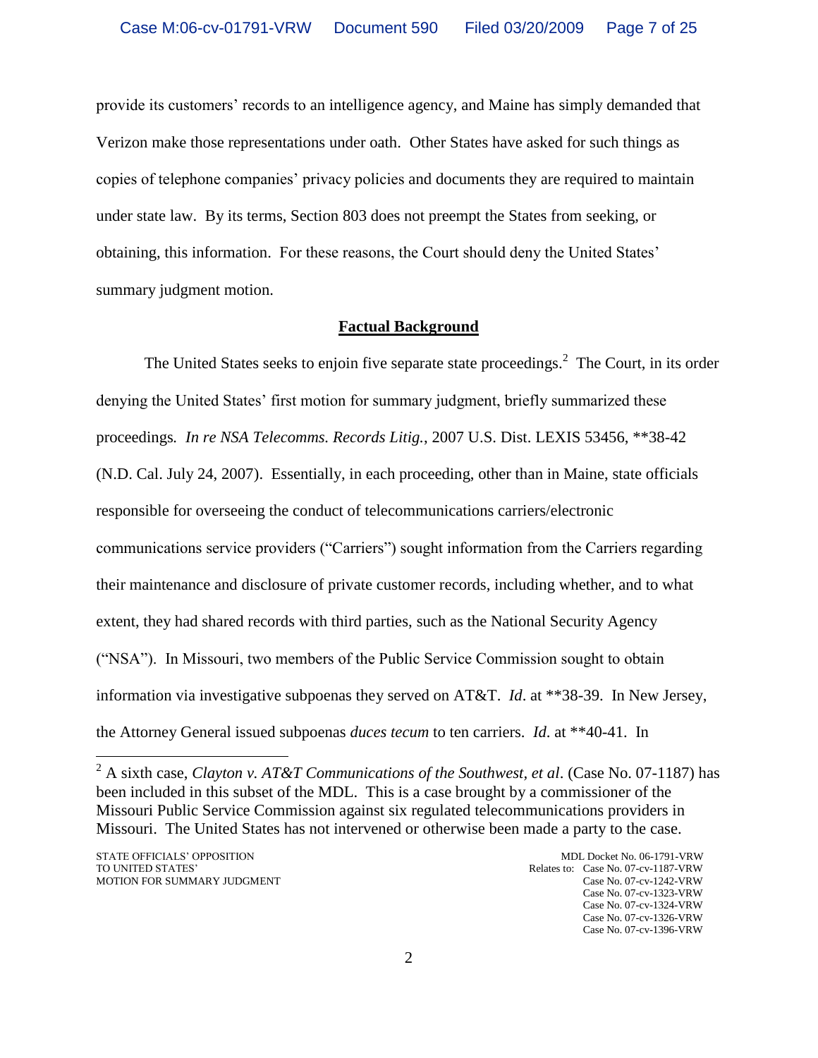provide its customers' records to an intelligence agency, and Maine has simply demanded that Verizon make those representations under oath. Other States have asked for such things as copies of telephone companies' privacy policies and documents they are required to maintain under state law. By its terms, Section 803 does not preempt the States from seeking, or obtaining, this information. For these reasons, the Court should deny the United States' summary judgment motion.

## Factual Background

The United States seeks to enjoin five separate state proceedings.[2] The Court, in its order denying the United States' first motion for summary judgment, briefly summarized these proceedings. *In re NSA Telecomms. Records Litig.*, 2007 U.S. Dist. LEXIS 53456, **38-42 (N.D. Cal. July 24, 2007). Essentially, in each proceeding, other than in Maine, state officials responsible for overseeing the conduct of telecommunications carriers/electronic communications service providers ("Carriers") sought information from the Carriers regarding their maintenance and disclosure of private customer records, including whether, and to what extent, they had shared records with third parties, such as the National Security Agency ("NSA"). In Missouri, two members of the Public Service Commission sought to obtain information via investigative subpoenas they served on AT&T. *Id*. at **38-39. In New Jersey, the Attorney General issued subpoenas *duces tecum* to ten carriers. *Id*. at **40-41. In

[2] A sixth case, *Clayton v. AT&T Communications of the Southwest, et al*. (Case No. 07-1187) has been included in this subset of the MDL. This is a case brought by a commissioner of the Missouri Public Service Commission against six regulated telecommunications providers in Missouri. The United States has not intervened or otherwise been made a party to the case.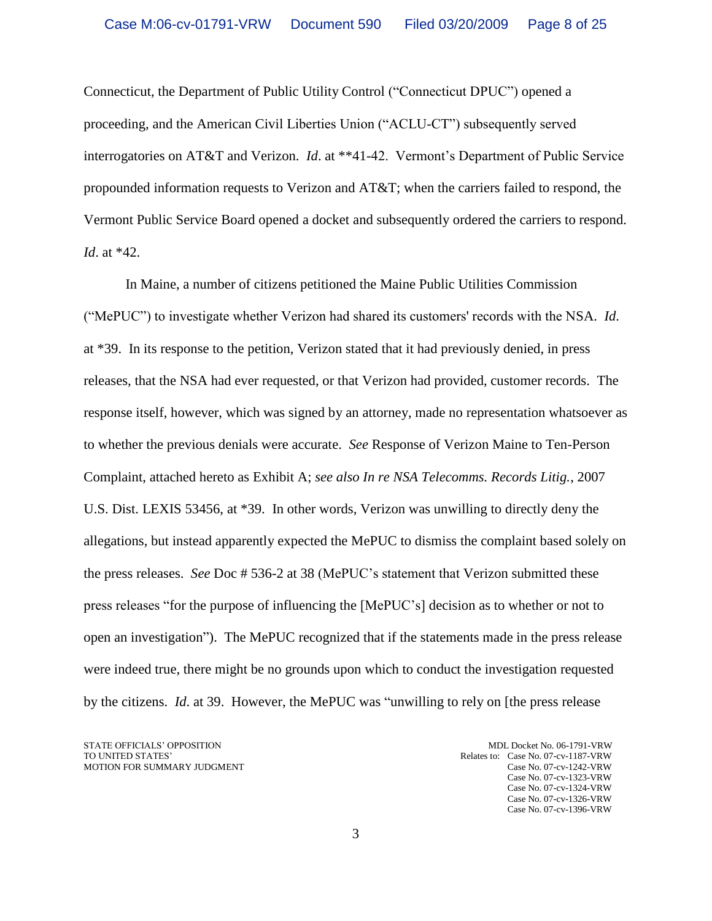Connecticut, the Department of Public Utility Control ("Connecticut DPUC") opened a proceeding, and the American Civil Liberties Union ("ACLU-CT") subsequently served interrogatories on AT&T and Verizon. *Id*. at **41-42. Vermont's Department of Public Service propounded information requests to Verizon and AT&T; when the carriers failed to respond, the Vermont Public Service Board opened a docket and subsequently ordered the carriers to respond. *Id*. at *42.

In Maine, a number of citizens petitioned the Maine Public Utilities Commission ("MePUC") to investigate whether Verizon had shared its customers' records with the NSA. *Id*. at *39. In its response to the petition, Verizon stated that it had previously denied, in press releases, that the NSA had ever requested, or that Verizon had provided, customer records. The response itself, however, which was signed by an attorney, made no representation whatsoever as to whether the previous denials were accurate. *See* Response of Verizon Maine to Ten-Person Complaint, attached hereto as Exhibit A; *see also In re NSA Telecomms. Records Litig.*, 2007 U.S. Dist. LEXIS 53456, at *39. In other words, Verizon was unwilling to directly deny the allegations, but instead apparently expected the MePUC to dismiss the complaint based solely on the press releases. *See* Doc # 536-2 at 38 (MePUC's statement that Verizon submitted these press releases "for the purpose of influencing the [MePUC's] decision as to whether or not to open an investigation"). The MePUC recognized that if the statements made in the press release were indeed true, there might be no grounds upon which to conduct the investigation requested by the citizens. *Id*. at 39. However, the MePUC was "unwilling to rely on [the press release

STATE OFFICIALS' OPPOSITION
TO UNITED STATES'
MOTION FOR SUMMARY JUDGMENT

MDL Docket No. 06-1791-VRW
Relates to: Case No. 07-cv-1187-VRW
Case No. 07-cv-1242-VRW
Case No. 07-cv-1323-VRW
Case No. 07-cv-1324-VRW
Case No. 07-cv-1326-VRW
Case No. 07-cv-1396-VRW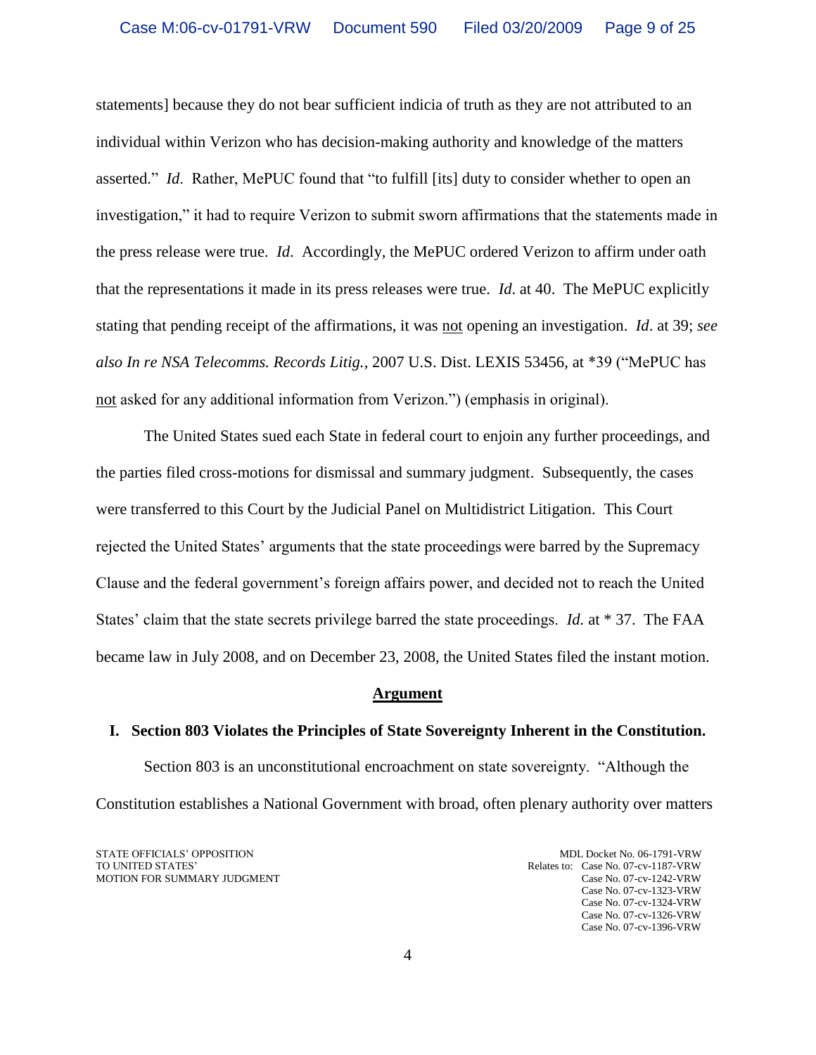statements] because they do not bear sufficient indicia of truth as they are not attributed to an individual within Verizon who has decision-making authority and knowledge of the matters asserted." *Id*. Rather, MePUC found that "to fulfill [its] duty to consider whether to open an investigation," it had to require Verizon to submit sworn affirmations that the statements made in the press release were true. *Id*. Accordingly, the MePUC ordered Verizon to affirm under oath that the representations it made in its press releases were true. *Id*. at 40. The MePUC explicitly stating that pending receipt of the affirmations, it was <u>not</u> opening an investigation. *Id*. at 39; *see also In re NSA Telecomms. Records Litig.*, 2007 U.S. Dist. LEXIS 53456, at *39 ("MePUC has <u>not</u> asked for any additional information from Verizon.") (emphasis in original).

The United States sued each State in federal court to enjoin any further proceedings, and the parties filed cross-motions for dismissal and summary judgment. Subsequently, the cases were transferred to this Court by the Judicial Panel on Multidistrict Litigation. This Court rejected the United States' arguments that the state proceedings were barred by the Supremacy Clause and the federal government's foreign affairs power, and decided not to reach the United States' claim that the state secrets privilege barred the state proceedings. *Id.* at * 37. The FAA became law in July 2008, and on December 23, 2008, the United States filed the instant motion.

## Argument

### I. Section 803 Violates the Principles of State Sovereignty Inherent in the Constitution.

Section 803 is an unconstitutional encroachment on state sovereignty. "Although the Constitution establishes a National Government with broad, often plenary authority over matters

STATE OFFICIALS' OPPOSITION
TO UNITED STATES'
MOTION FOR SUMMARY JUDGMENT

MDL Docket No. 06-1791-VRW
Relates to: Case No. 07-cv-1187-VRW
Case No. 07-cv-1242-VRW
Case No. 07-cv-1323-VRW
Case No. 07-cv-1324-VRW
Case No. 07-cv-1326-VRW
Case No. 07-cv-1396-VRW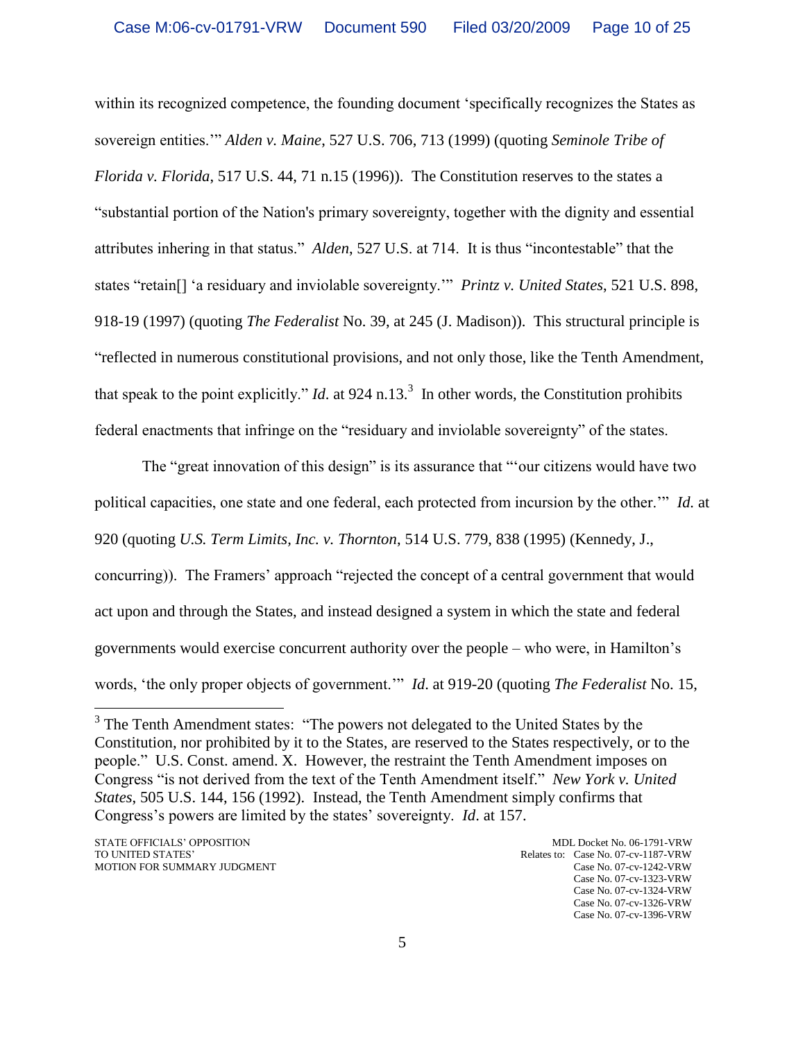within its recognized competence, the founding document 'specifically recognizes the States as sovereign entities.'" *Alden v. Maine*, 527 U.S. 706, 713 (1999) (quoting *Seminole Tribe of Florida v. Florida*, 517 U.S. 44, 71 n.15 (1996)). The Constitution reserves to the states a "substantial portion of the Nation's primary sovereignty, together with the dignity and essential attributes inhering in that status." *Alden*, 527 U.S. at 714. It is thus "incontestable" that the states "retain[] 'a residuary and inviolable sovereignty.'" *Printz v. United States*, 521 U.S. 898, 918-19 (1997) (quoting *The Federalist* No. 39, at 245 (J. Madison)). This structural principle is "reflected in numerous constitutional provisions, and not only those, like the Tenth Amendment, that speak to the point explicitly." *Id*. at 924 n.13.[3] In other words, the Constitution prohibits federal enactments that infringe on the "residuary and inviolable sovereignty" of the states.

The "great innovation of this design" is its assurance that "'our citizens would have two political capacities, one state and one federal, each protected from incursion by the other.'" *Id.* at 920 (quoting *U.S. Term Limits, Inc. v. Thornton*, 514 U.S. 779, 838 (1995) (Kennedy, J., concurring)). The Framers' approach "rejected the concept of a central government that would act upon and through the States, and instead designed a system in which the state and federal governments would exercise concurrent authority over the people – who were, in Hamilton's words, 'the only proper objects of government.'" *Id*. at 919-20 (quoting *The Federalist* No. 15,

[3] The Tenth Amendment states: "The powers not delegated to the United States by the Constitution, nor prohibited by it to the States, are reserved to the States respectively, or to the people." U.S. Const. amend. X. However, the restraint the Tenth Amendment imposes on Congress "is not derived from the text of the Tenth Amendment itself." *New York v. United States*, 505 U.S. 144, 156 (1992). Instead, the Tenth Amendment simply confirms that Congress's powers are limited by the states' sovereignty. *Id*. at 157.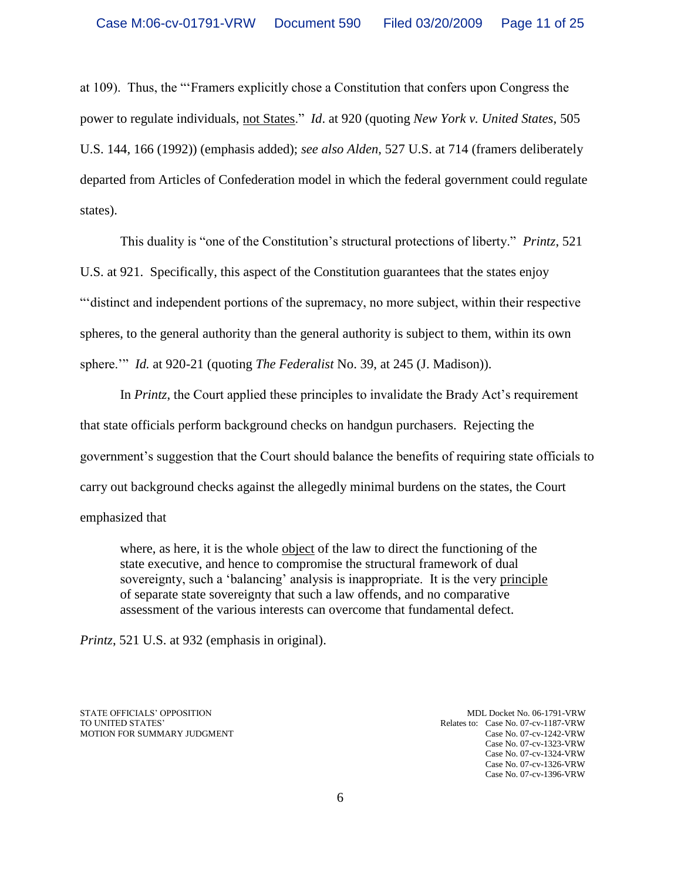at 109). Thus, the "'Framers explicitly chose a Constitution that confers upon Congress the power to regulate individuals, <u>not States</u>." *Id*. at 920 (quoting *New York v. United States*, 505 U.S. 144, 166 (1992)) (emphasis added); *see also Alden*, 527 U.S. at 714 (framers deliberately departed from Articles of Confederation model in which the federal government could regulate states).

This duality is "one of the Constitution's structural protections of liberty." *Printz*, 521 U.S. at 921. Specifically, this aspect of the Constitution guarantees that the states enjoy "'distinct and independent portions of the supremacy, no more subject, within their respective spheres, to the general authority than the general authority is subject to them, within its own sphere.'" *Id.* at 920-21 (quoting *The Federalist* No. 39, at 245 (J. Madison)).

In *Printz*, the Court applied these principles to invalidate the Brady Act's requirement that state officials perform background checks on handgun purchasers. Rejecting the government's suggestion that the Court should balance the benefits of requiring state officials to carry out background checks against the allegedly minimal burdens on the states, the Court emphasized that

> where, as here, it is the whole <u>object</u> of the law to direct the functioning of the state executive, and hence to compromise the structural framework of dual sovereignty, such a 'balancing' analysis is inappropriate. It is the very <u>principle</u> of separate state sovereignty that such a law offends, and no comparative assessment of the various interests can overcome that fundamental defect.

*Printz*, 521 U.S. at 932 (emphasis in original).

STATE OFFICIALS' OPPOSITION
TO UNITED STATES'
MOTION FOR SUMMARY JUDGMENT

MDL Docket No. 06-1791-VRW
Relates to: Case No. 07-cv-1187-VRW
Case No. 07-cv-1242-VRW
Case No. 07-cv-1323-VRW
Case No. 07-cv-1324-VRW
Case No. 07-cv-1326-VRW
Case No. 07-cv-1396-VRW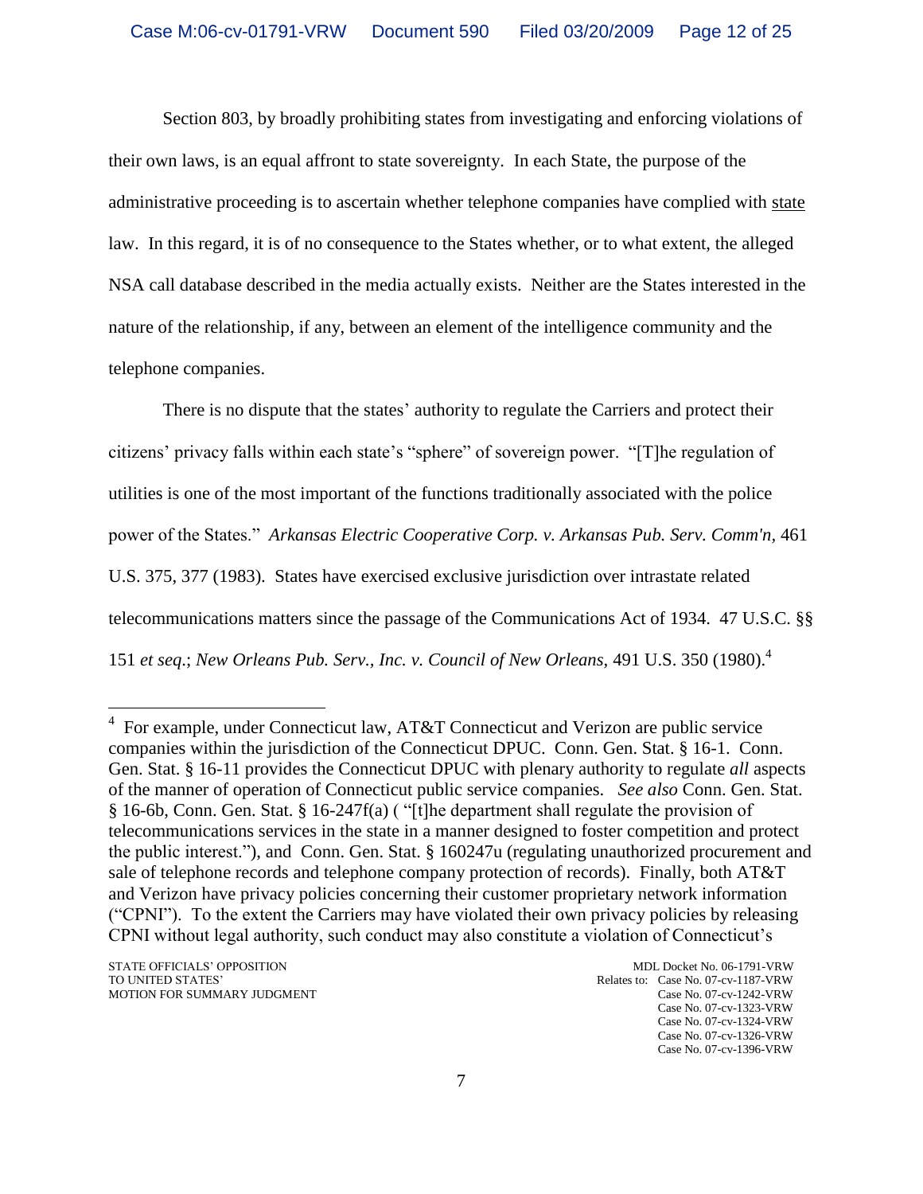Section 803, by broadly prohibiting states from investigating and enforcing violations of their own laws, is an equal affront to state sovereignty. In each State, the purpose of the administrative proceeding is to ascertain whether telephone companies have complied with state law. In this regard, it is of no consequence to the States whether, or to what extent, the alleged NSA call database described in the media actually exists. Neither are the States interested in the nature of the relationship, if any, between an element of the intelligence community and the telephone companies.

There is no dispute that the states' authority to regulate the Carriers and protect their citizens' privacy falls within each state's "sphere" of sovereign power. "[T]he regulation of utilities is one of the most important of the functions traditionally associated with the police power of the States." *Arkansas Electric Cooperative Corp. v. Arkansas Pub. Serv. Comm'n,* 461 U.S. 375, 377 (1983). States have exercised exclusive jurisdiction over intrastate related telecommunications matters since the passage of the Communications Act of 1934. 47 U.S.C. §§ 151 *et seq.*; *New Orleans Pub. Serv., Inc. v. Council of New Orleans,* 491 U.S. 350 (1980).[4]

---

[4] For example, under Connecticut law, AT&T Connecticut and Verizon are public service companies within the jurisdiction of the Connecticut DPUC. Conn. Gen. Stat. § 16-1. Conn. Gen. Stat. § 16-11 provides the Connecticut DPUC with plenary authority to regulate *all* aspects of the manner of operation of Connecticut public service companies. *See also* Conn. Gen. Stat. § 16-6b, Conn. Gen. Stat. § 16-247f(a) ( "[t]he department shall regulate the provision of telecommunications services in the state in a manner designed to foster competition and protect the public interest."), and Conn. Gen. Stat. § 160247u (regulating unauthorized procurement and sale of telephone records and telephone company protection of records). Finally, both AT&T and Verizon have privacy policies concerning their customer proprietary network information ("CPNI"). To the extent the Carriers may have violated their own privacy policies by releasing CPNI without legal authority, such conduct may also constitute a violation of Connecticut's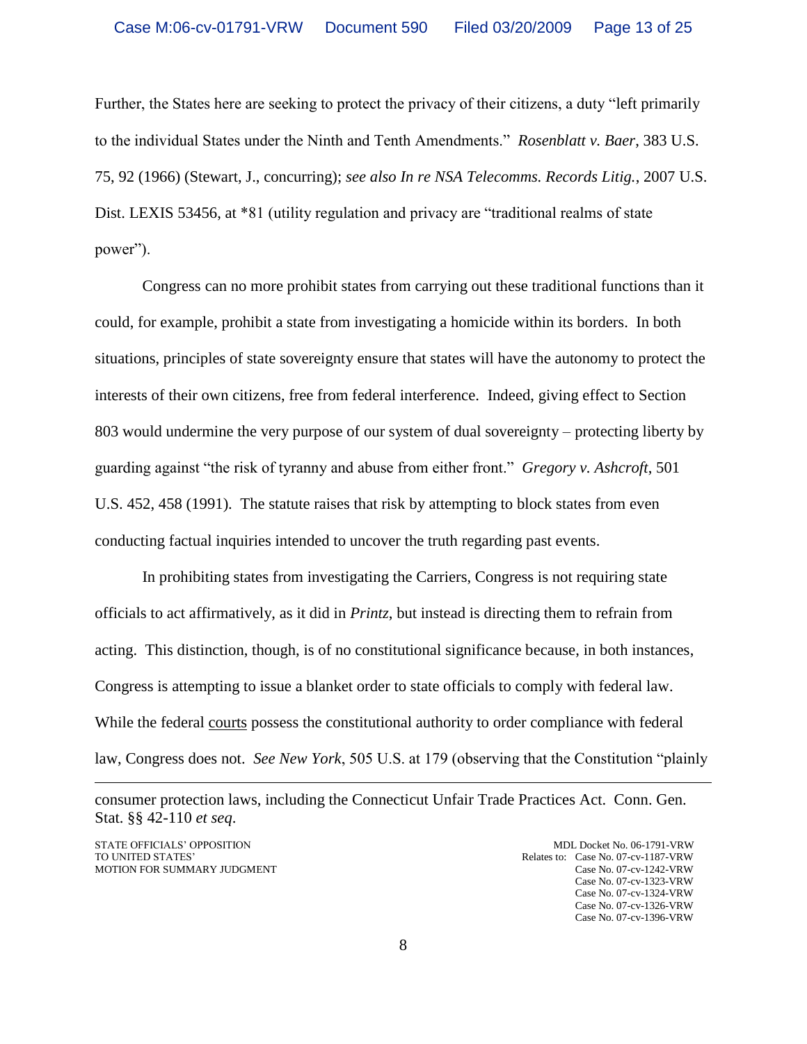Further, the States here are seeking to protect the privacy of their citizens, a duty "left primarily to the individual States under the Ninth and Tenth Amendments." *Rosenblatt v. Baer*, 383 U.S. 75, 92 (1966) (Stewart, J., concurring); *see also In re NSA Telecomms. Records Litig.*, 2007 U.S. Dist. LEXIS 53456, at *81 (utility regulation and privacy are "traditional realms of state power").

Congress can no more prohibit states from carrying out these traditional functions than it could, for example, prohibit a state from investigating a homicide within its borders. In both situations, principles of state sovereignty ensure that states will have the autonomy to protect the interests of their own citizens, free from federal interference. Indeed, giving effect to Section 803 would undermine the very purpose of our system of dual sovereignty – protecting liberty by guarding against "the risk of tyranny and abuse from either front." *Gregory v. Ashcroft*, 501 U.S. 452, 458 (1991). The statute raises that risk by attempting to block states from even conducting factual inquiries intended to uncover the truth regarding past events.

In prohibiting states from investigating the Carriers, Congress is not requiring state officials to act affirmatively, as it did in *Printz*, but instead is directing them to refrain from acting. This distinction, though, is of no constitutional significance because, in both instances, Congress is attempting to issue a blanket order to state officials to comply with federal law. While the federal <u>courts</u> possess the constitutional authority to order compliance with federal law, Congress does not. *See New York*, 505 U.S. at 179 (observing that the Constitution "plainly

---

consumer protection laws, including the Connecticut Unfair Trade Practices Act. Conn. Gen. Stat. §§ 42-110 *et seq*.

STATE OFFICIALS' OPPOSITION TO UNITED STATES' MOTION FOR SUMMARY JUDGMENT

MDL Docket No. 06-1791-VRW
Relates to: Case No. 07-cv-1187-VRW
Case No. 07-cv-1242-VRW
Case No. 07-cv-1323-VRW
Case No. 07-cv-1324-VRW
Case No. 07-cv-1326-VRW
Case No. 07-cv-1396-VRW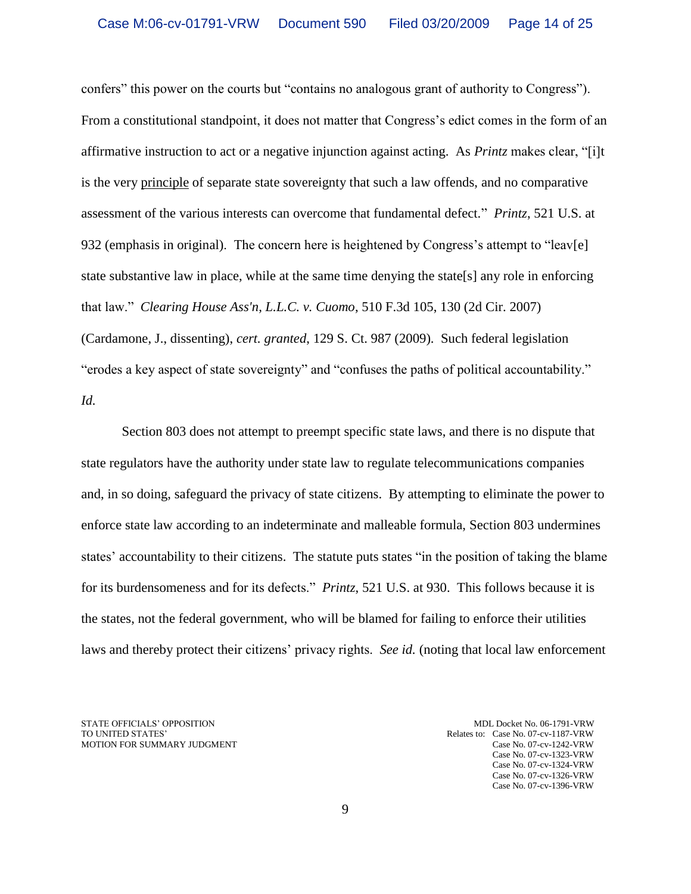confers" this power on the courts but "contains no analogous grant of authority to Congress"). From a constitutional standpoint, it does not matter that Congress's edict comes in the form of an affirmative instruction to act or a negative injunction against acting. As *Printz* makes clear, "[i]t is the very <u>principle</u> of separate state sovereignty that such a law offends, and no comparative assessment of the various interests can overcome that fundamental defect." *Printz*, 521 U.S. at 932 (emphasis in original). The concern here is heightened by Congress's attempt to "leav[e] state substantive law in place, while at the same time denying the state[s] any role in enforcing that law." *Clearing House Ass'n, L.L.C. v. Cuomo*, 510 F.3d 105, 130 (2d Cir. 2007) (Cardamone, J., dissenting), *cert. granted*, 129 S. Ct. 987 (2009). Such federal legislation "erodes a key aspect of state sovereignty" and "confuses the paths of political accountability." *Id.*

Section 803 does not attempt to preempt specific state laws, and there is no dispute that state regulators have the authority under state law to regulate telecommunications companies and, in so doing, safeguard the privacy of state citizens. By attempting to eliminate the power to enforce state law according to an indeterminate and malleable formula, Section 803 undermines states' accountability to their citizens. The statute puts states "in the position of taking the blame for its burdensomeness and for its defects." *Printz*, 521 U.S. at 930. This follows because it is the states, not the federal government, who will be blamed for failing to enforce their utilities laws and thereby protect their citizens' privacy rights. *See id.* (noting that local law enforcement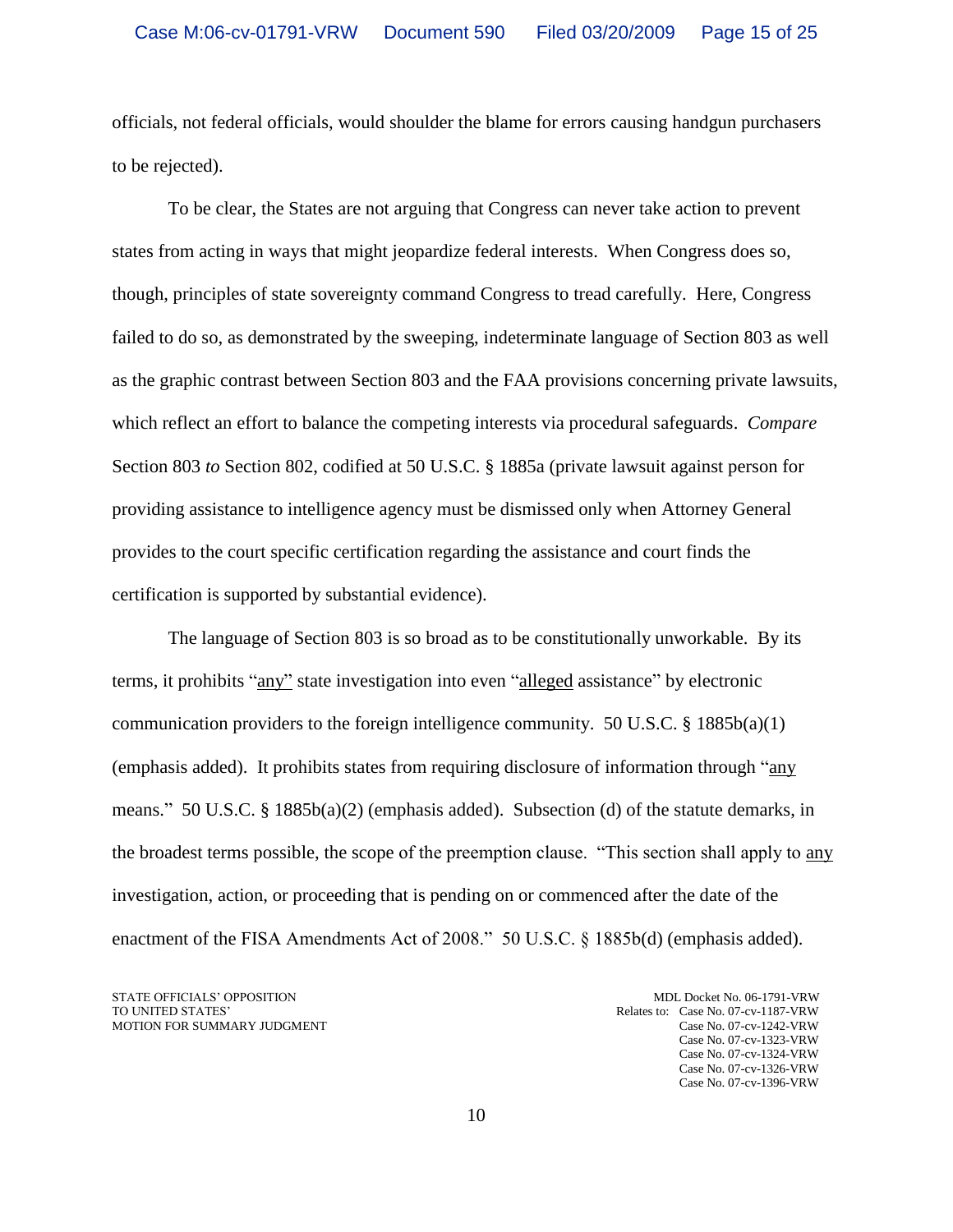officials, not federal officials, would shoulder the blame for errors causing handgun purchasers to be rejected).

To be clear, the States are not arguing that Congress can never take action to prevent states from acting in ways that might jeopardize federal interests. When Congress does so, though, principles of state sovereignty command Congress to tread carefully. Here, Congress failed to do so, as demonstrated by the sweeping, indeterminate language of Section 803 as well as the graphic contrast between Section 803 and the FAA provisions concerning private lawsuits, which reflect an effort to balance the competing interests via procedural safeguards. *Compare* Section 803 *to* Section 802, codified at 50 U.S.C. § 1885a (private lawsuit against person for providing assistance to intelligence agency must be dismissed only when Attorney General provides to the court specific certification regarding the assistance and court finds the certification is supported by substantial evidence).

The language of Section 803 is so broad as to be constitutionally unworkable. By its terms, it prohibits "<u>any</u>" state investigation into even "<u>alleged</u> assistance" by electronic communication providers to the foreign intelligence community. 50 U.S.C. § 1885b(a)(1) (emphasis added). It prohibits states from requiring disclosure of information through "<u>any</u> means." 50 U.S.C. § 1885b(a)(2) (emphasis added). Subsection (d) of the statute demarks, in the broadest terms possible, the scope of the preemption clause. "This section shall apply to <u>any</u> investigation, action, or proceeding that is pending on or commenced after the date of the enactment of the FISA Amendments Act of 2008." 50 U.S.C. § 1885b(d) (emphasis added).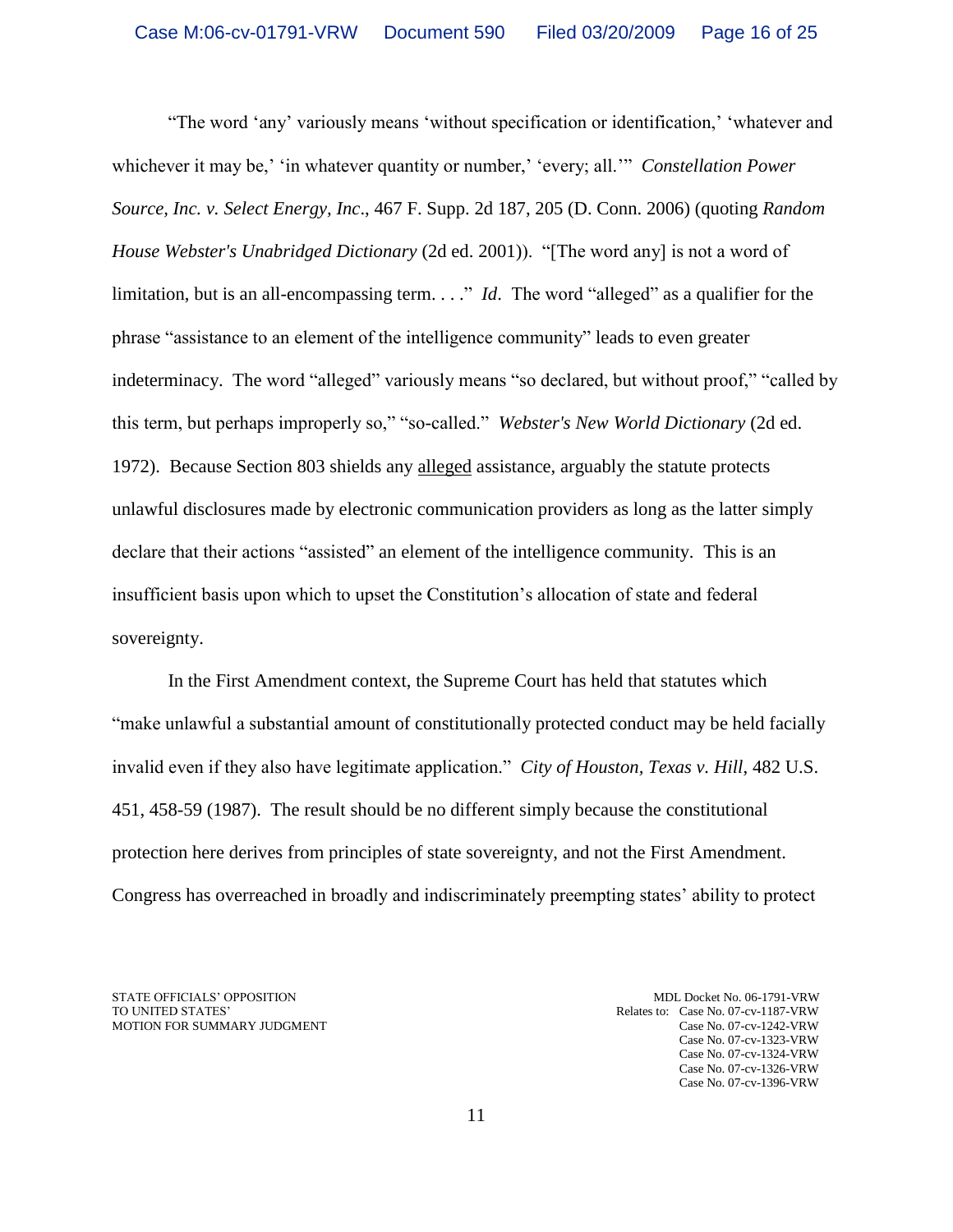"The word 'any' variously means 'without specification or identification,' 'whatever and whichever it may be,' 'in whatever quantity or number,' 'every; all.'" *Constellation Power Source, Inc. v. Select Energy, Inc*., 467 F. Supp. 2d 187, 205 (D. Conn. 2006) (quoting *Random House Webster's Unabridged Dictionary* (2d ed. 2001)). "[The word any] is not a word of limitation, but is an all-encompassing term. . . ." *Id*. The word "alleged" as a qualifier for the phrase "assistance to an element of the intelligence community" leads to even greater indeterminacy. The word "alleged" variously means "so declared, but without proof," "called by this term, but perhaps improperly so," "so-called." *Webster's New World Dictionary* (2d ed. 1972). Because Section 803 shields any <u>alleged</u> assistance, arguably the statute protects unlawful disclosures made by electronic communication providers as long as the latter simply declare that their actions "assisted" an element of the intelligence community. This is an insufficient basis upon which to upset the Constitution's allocation of state and federal sovereignty.

In the First Amendment context, the Supreme Court has held that statutes which "make unlawful a substantial amount of constitutionally protected conduct may be held facially invalid even if they also have legitimate application." *City of Houston, Texas v. Hill*, 482 U.S. 451, 458-59 (1987). The result should be no different simply because the constitutional protection here derives from principles of state sovereignty, and not the First Amendment. Congress has overreached in broadly and indiscriminately preempting states' ability to protect

STATE OFFICIALS' OPPOSITION
TO UNITED STATES'
MOTION FOR SUMMARY JUDGMENT

MDL Docket No. 06-1791-VRW
Relates to: Case No. 07-cv-1187-VRW
Case No. 07-cv-1242-VRW
Case No. 07-cv-1323-VRW
Case No. 07-cv-1324-VRW
Case No. 07-cv-1326-VRW
Case No. 07-cv-1396-VRW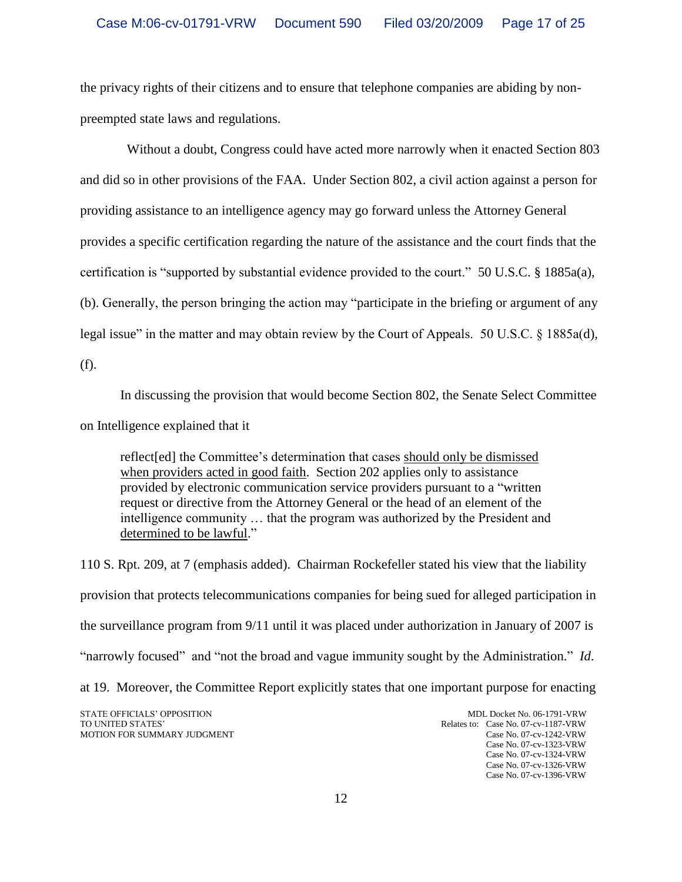the privacy rights of their citizens and to ensure that telephone companies are abiding by non-preempted state laws and regulations.

Without a doubt, Congress could have acted more narrowly when it enacted Section 803 and did so in other provisions of the FAA. Under Section 802, a civil action against a person for providing assistance to an intelligence agency may go forward unless the Attorney General provides a specific certification regarding the nature of the assistance and the court finds that the certification is "supported by substantial evidence provided to the court." 50 U.S.C. § 1885a(a), (b). Generally, the person bringing the action may "participate in the briefing or argument of any legal issue" in the matter and may obtain review by the Court of Appeals. 50 U.S.C. § 1885a(d), (f).

In discussing the provision that would become Section 802, the Senate Select Committee on Intelligence explained that it

> reflect[ed] the Committee's determination that cases <u>should only be dismissed when providers acted in good faith</u>. Section 202 applies only to assistance provided by electronic communication service providers pursuant to a "written request or directive from the Attorney General or the head of an element of the intelligence community … that the program was authorized by the President and <u>determined to be lawful</u>."

110 S. Rpt. 209, at 7 (emphasis added). Chairman Rockefeller stated his view that the liability provision that protects telecommunications companies for being sued for alleged participation in the surveillance program from 9/11 until it was placed under authorization in January of 2007 is "narrowly focused" and "not the broad and vague immunity sought by the Administration." *Id.* at 19. Moreover, the Committee Report explicitly states that one important purpose for enacting

STATE OFFICIALS' OPPOSITION TO UNITED STATES' MOTION FOR SUMMARY JUDGMENT

MDL Docket No. 06-1791-VRW
Relates to: Case No. 07-cv-1187-VRW
Case No. 07-cv-1242-VRW
Case No. 07-cv-1323-VRW
Case No. 07-cv-1324-VRW
Case No. 07-cv-1326-VRW
Case No. 07-cv-1396-VRW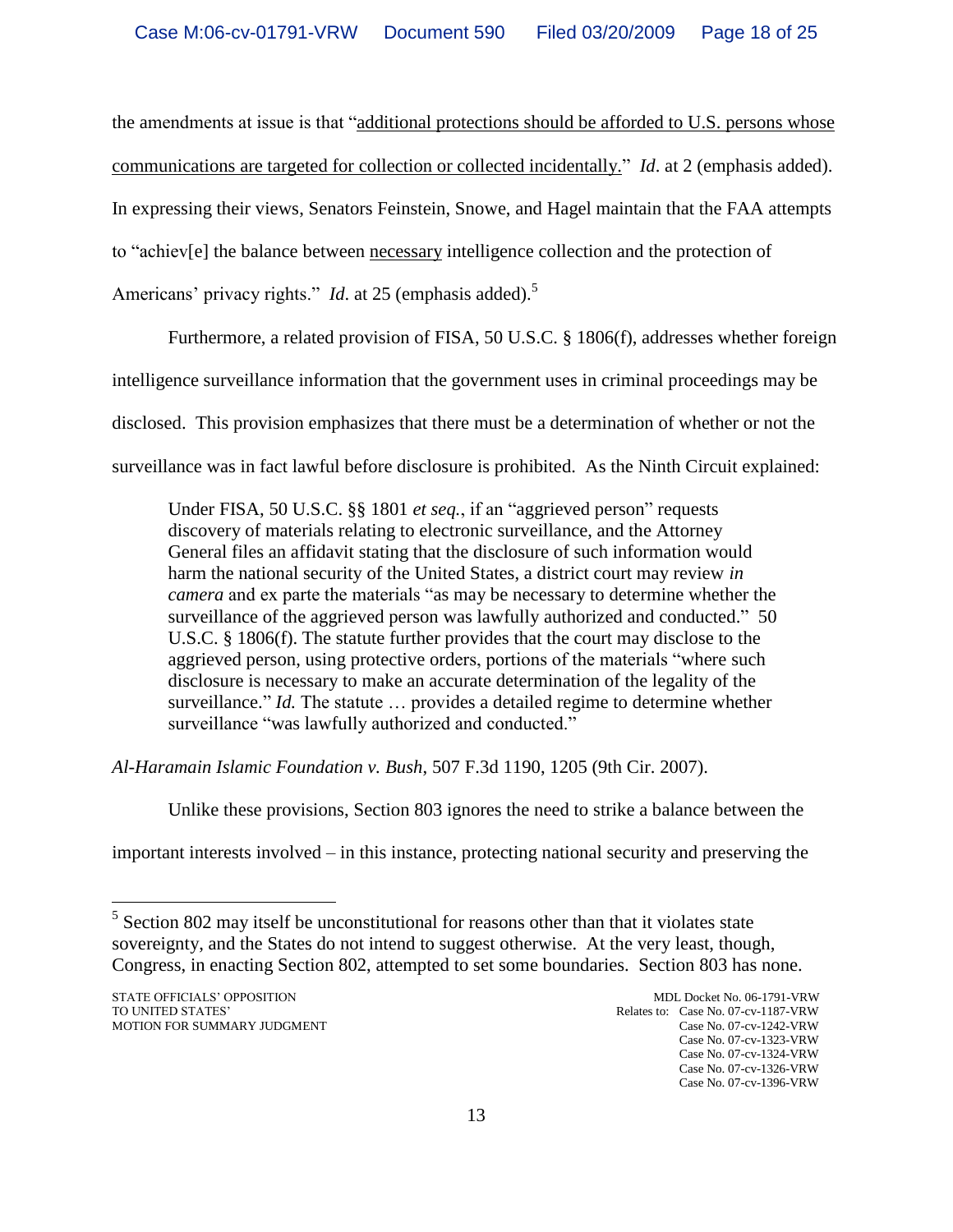the amendments at issue is that "<u>additional protections should be afforded to U.S. persons whose communications are targeted for collection or collected incidentally.</u>" *Id*. at 2 (emphasis added). In expressing their views, Senators Feinstein, Snowe, and Hagel maintain that the FAA attempts to "achiev[e] the balance between <u>necessary</u> intelligence collection and the protection of Americans' privacy rights." *Id*. at 25 (emphasis added).[5]

Furthermore, a related provision of FISA, 50 U.S.C. § 1806(f), addresses whether foreign intelligence surveillance information that the government uses in criminal proceedings may be disclosed. This provision emphasizes that there must be a determination of whether or not the surveillance was in fact lawful before disclosure is prohibited. As the Ninth Circuit explained:

> Under FISA, 50 U.S.C. §§ 1801 *et seq.*, if an "aggrieved person" requests discovery of materials relating to electronic surveillance, and the Attorney General files an affidavit stating that the disclosure of such information would harm the national security of the United States, a district court may review *in camera* and ex parte the materials "as may be necessary to determine whether the surveillance of the aggrieved person was lawfully authorized and conducted." 50 U.S.C. § 1806(f). The statute further provides that the court may disclose to the aggrieved person, using protective orders, portions of the materials "where such disclosure is necessary to make an accurate determination of the legality of the surveillance." *Id.* The statute … provides a detailed regime to determine whether surveillance "was lawfully authorized and conducted."

*Al-Haramain Islamic Foundation v. Bush*, 507 F.3d 1190, 1205 (9th Cir. 2007).

Unlike these provisions, Section 803 ignores the need to strike a balance between the important interests involved – in this instance, protecting national security and preserving the

---

[5] Section 802 may itself be unconstitutional for reasons other than that it violates state sovereignty, and the States do not intend to suggest otherwise. At the very least, though, Congress, in enacting Section 802, attempted to set some boundaries. Section 803 has none.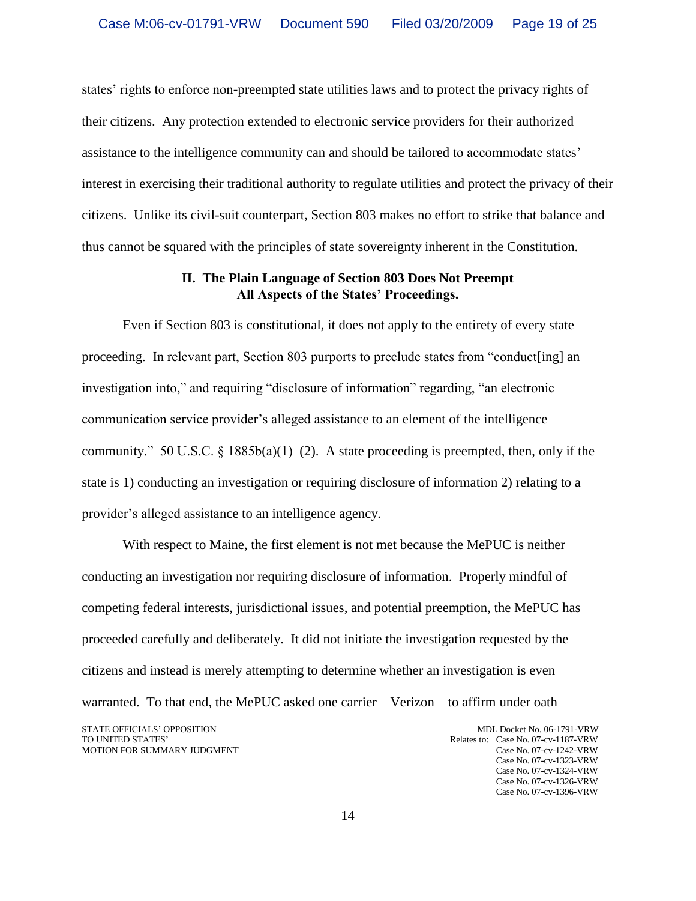states' rights to enforce non-preempted state utilities laws and to protect the privacy rights of their citizens. Any protection extended to electronic service providers for their authorized assistance to the intelligence community can and should be tailored to accommodate states' interest in exercising their traditional authority to regulate utilities and protect the privacy of their citizens. Unlike its civil-suit counterpart, Section 803 makes no effort to strike that balance and thus cannot be squared with the principles of state sovereignty inherent in the Constitution.

## II. The Plain Language of Section 803 Does Not Preempt All Aspects of the States' Proceedings.

Even if Section 803 is constitutional, it does not apply to the entirety of every state proceeding. In relevant part, Section 803 purports to preclude states from "conduct[ing] an investigation into," and requiring "disclosure of information" regarding, "an electronic communication service provider's alleged assistance to an element of the intelligence community." 50 U.S.C. § 1885b(a)(1)–(2). A state proceeding is preempted, then, only if the state is 1) conducting an investigation or requiring disclosure of information 2) relating to a provider's alleged assistance to an intelligence agency.

With respect to Maine, the first element is not met because the MePUC is neither conducting an investigation nor requiring disclosure of information. Properly mindful of competing federal interests, jurisdictional issues, and potential preemption, the MePUC has proceeded carefully and deliberately. It did not initiate the investigation requested by the citizens and instead is merely attempting to determine whether an investigation is even warranted. To that end, the MePUC asked one carrier – Verizon – to affirm under oath

STATE OFFICIALS' OPPOSITION TO UNITED STATES' MOTION FOR SUMMARY JUDGMENT

MDL Docket No. 06-1791-VRW
Relates to: Case No. 07-cv-1187-VRW
Case No. 07-cv-1242-VRW
Case No. 07-cv-1323-VRW
Case No. 07-cv-1324-VRW
Case No. 07-cv-1326-VRW
Case No. 07-cv-1396-VRW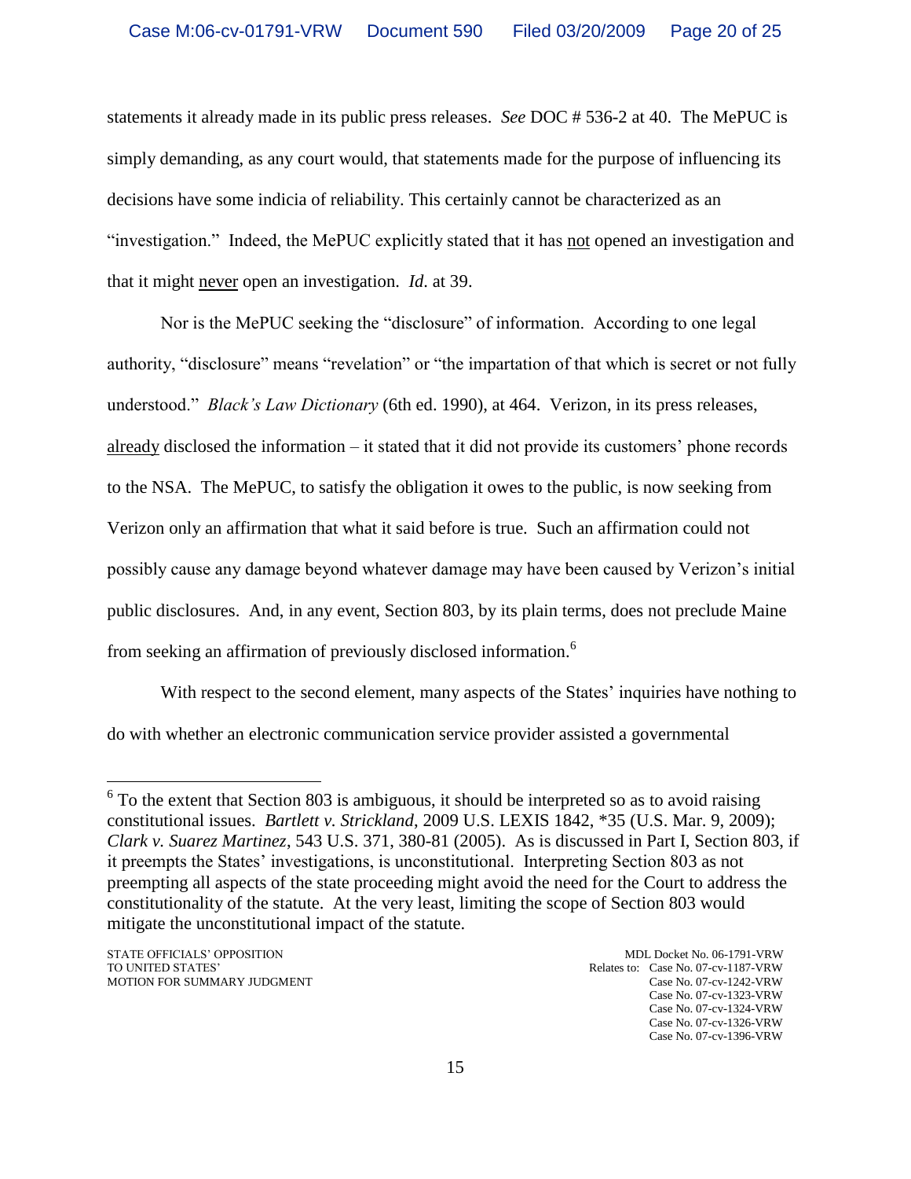statements it already made in its public press releases. *See* DOC # 536-2 at 40. The MePUC is simply demanding, as any court would, that statements made for the purpose of influencing its decisions have some indicia of reliability. This certainly cannot be characterized as an "investigation." Indeed, the MePUC explicitly stated that it has <u>not</u> opened an investigation and that it might <u>never</u> open an investigation. *Id*. at 39.

Nor is the MePUC seeking the "disclosure" of information. According to one legal authority, "disclosure" means "revelation" or "the impartation of that which is secret or not fully understood." *Black's Law Dictionary* (6th ed. 1990), at 464. Verizon, in its press releases, <u>already</u> disclosed the information – it stated that it did not provide its customers' phone records to the NSA. The MePUC, to satisfy the obligation it owes to the public, is now seeking from Verizon only an affirmation that what it said before is true. Such an affirmation could not possibly cause any damage beyond whatever damage may have been caused by Verizon's initial public disclosures. And, in any event, Section 803, by its plain terms, does not preclude Maine from seeking an affirmation of previously disclosed information.[6]

With respect to the second element, many aspects of the States' inquiries have nothing to do with whether an electronic communication service provider assisted a governmental

---

[6] To the extent that Section 803 is ambiguous, it should be interpreted so as to avoid raising constitutional issues. *Bartlett v. Strickland*, 2009 U.S. LEXIS 1842, *35 (U.S. Mar. 9, 2009); *Clark v. Suarez Martinez*, 543 U.S. 371, 380-81 (2005). As is discussed in Part I, Section 803, if it preempts the States' investigations, is unconstitutional. Interpreting Section 803 as not preempting all aspects of the state proceeding might avoid the need for the Court to address the constitutionality of the statute. At the very least, limiting the scope of Section 803 would mitigate the unconstitutional impact of the statute.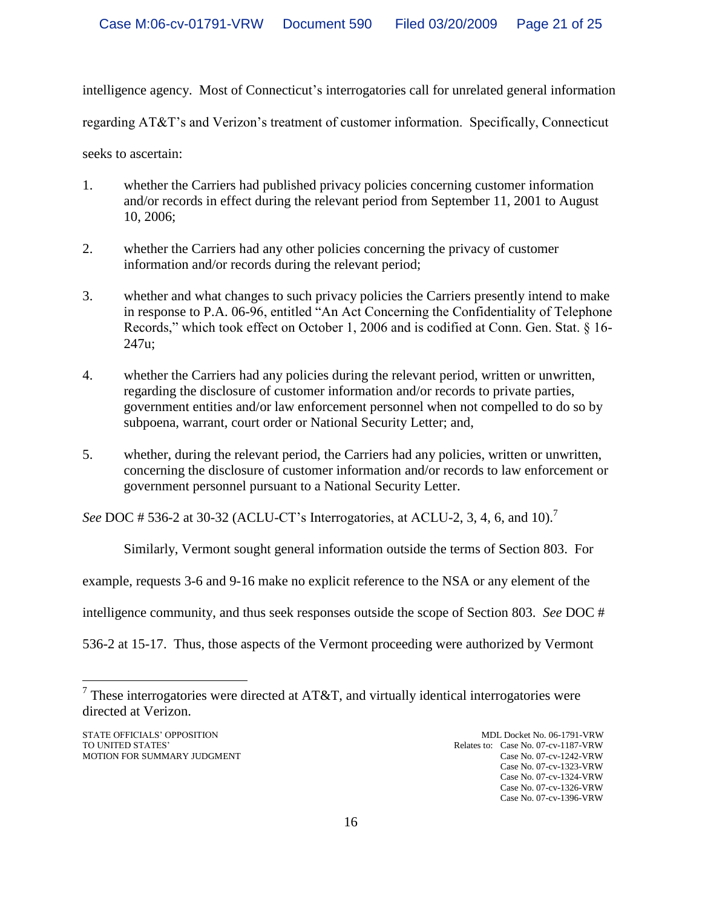intelligence agency. Most of Connecticut's interrogatories call for unrelated general information regarding AT&T's and Verizon's treatment of customer information. Specifically, Connecticut seeks to ascertain:

1. whether the Carriers had published privacy policies concerning customer information and/or records in effect during the relevant period from September 11, 2001 to August 10, 2006;

2. whether the Carriers had any other policies concerning the privacy of customer information and/or records during the relevant period;

3. whether and what changes to such privacy policies the Carriers presently intend to make in response to P.A. 06-96, entitled "An Act Concerning the Confidentiality of Telephone Records," which took effect on October 1, 2006 and is codified at Conn. Gen. Stat. § 16-247u;

4. whether the Carriers had any policies during the relevant period, written or unwritten, regarding the disclosure of customer information and/or records to private parties, government entities and/or law enforcement personnel when not compelled to do so by subpoena, warrant, court order or National Security Letter; and,

5. whether, during the relevant period, the Carriers had any policies, written or unwritten, concerning the disclosure of customer information and/or records to law enforcement or government personnel pursuant to a National Security Letter.

*See* DOC # 536-2 at 30-32 (ACLU-CT's Interrogatories, at ACLU-2, 3, 4, 6, and 10).[7]

Similarly, Vermont sought general information outside the terms of Section 803. For example, requests 3-6 and 9-16 make no explicit reference to the NSA or any element of the intelligence community, and thus seek responses outside the scope of Section 803. *See* DOC # 536-2 at 15-17. Thus, those aspects of the Vermont proceeding were authorized by Vermont

---

[7] These interrogatories were directed at AT&T, and virtually identical interrogatories were directed at Verizon.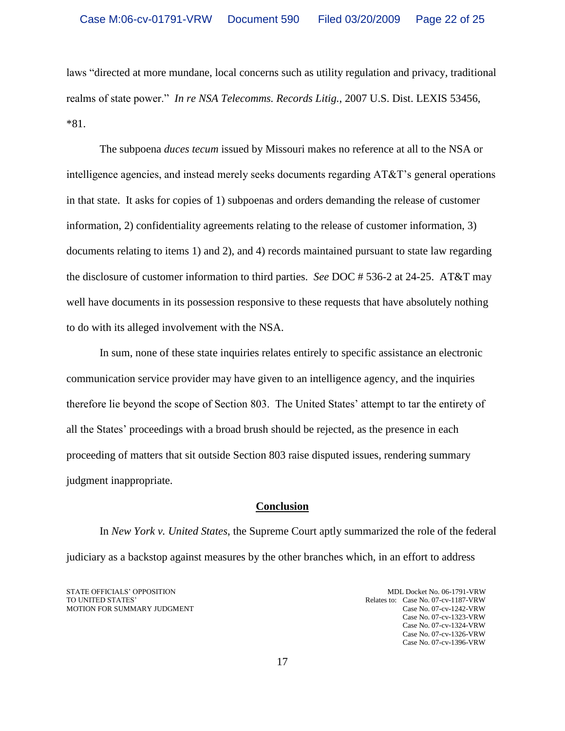laws "directed at more mundane, local concerns such as utility regulation and privacy, traditional realms of state power." *In re NSA Telecomms. Records Litig.*, 2007 U.S. Dist. LEXIS 53456, *81.

The subpoena *duces tecum* issued by Missouri makes no reference at all to the NSA or intelligence agencies, and instead merely seeks documents regarding AT&T's general operations in that state. It asks for copies of 1) subpoenas and orders demanding the release of customer information, 2) confidentiality agreements relating to the release of customer information, 3) documents relating to items 1) and 2), and 4) records maintained pursuant to state law regarding the disclosure of customer information to third parties. *See* DOC # 536-2 at 24-25. AT&T may well have documents in its possession responsive to these requests that have absolutely nothing to do with its alleged involvement with the NSA.

In sum, none of these state inquiries relates entirely to specific assistance an electronic communication service provider may have given to an intelligence agency, and the inquiries therefore lie beyond the scope of Section 803. The United States' attempt to tar the entirety of all the States' proceedings with a broad brush should be rejected, as the presence in each proceeding of matters that sit outside Section 803 raise disputed issues, rendering summary judgment inappropriate.

## Conclusion

In *New York v. United States*, the Supreme Court aptly summarized the role of the federal judiciary as a backstop against measures by the other branches which, in an effort to address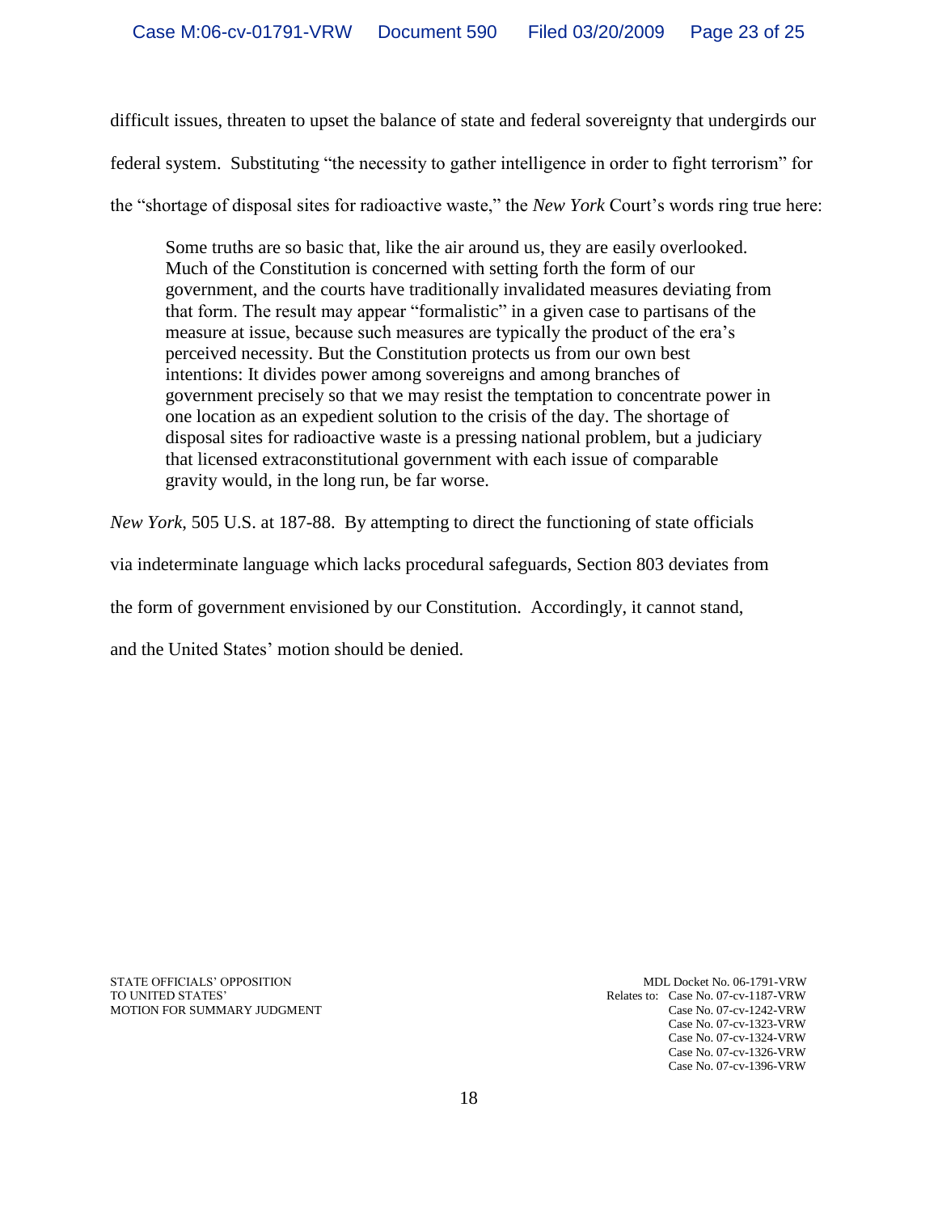difficult issues, threaten to upset the balance of state and federal sovereignty that undergirds our federal system. Substituting "the necessity to gather intelligence in order to fight terrorism" for the "shortage of disposal sites for radioactive waste," the *New York* Court's words ring true here:

> Some truths are so basic that, like the air around us, they are easily overlooked. Much of the Constitution is concerned with setting forth the form of our government, and the courts have traditionally invalidated measures deviating from that form. The result may appear "formalistic" in a given case to partisans of the measure at issue, because such measures are typically the product of the era's perceived necessity. But the Constitution protects us from our own best intentions: It divides power among sovereigns and among branches of government precisely so that we may resist the temptation to concentrate power in one location as an expedient solution to the crisis of the day. The shortage of disposal sites for radioactive waste is a pressing national problem, but a judiciary that licensed extraconstitutional government with each issue of comparable gravity would, in the long run, be far worse.

*New York*, 505 U.S. at 187-88. By attempting to direct the functioning of state officials via indeterminate language which lacks procedural safeguards, Section 803 deviates from the form of government envisioned by our Constitution. Accordingly, it cannot stand, and the United States' motion should be denied.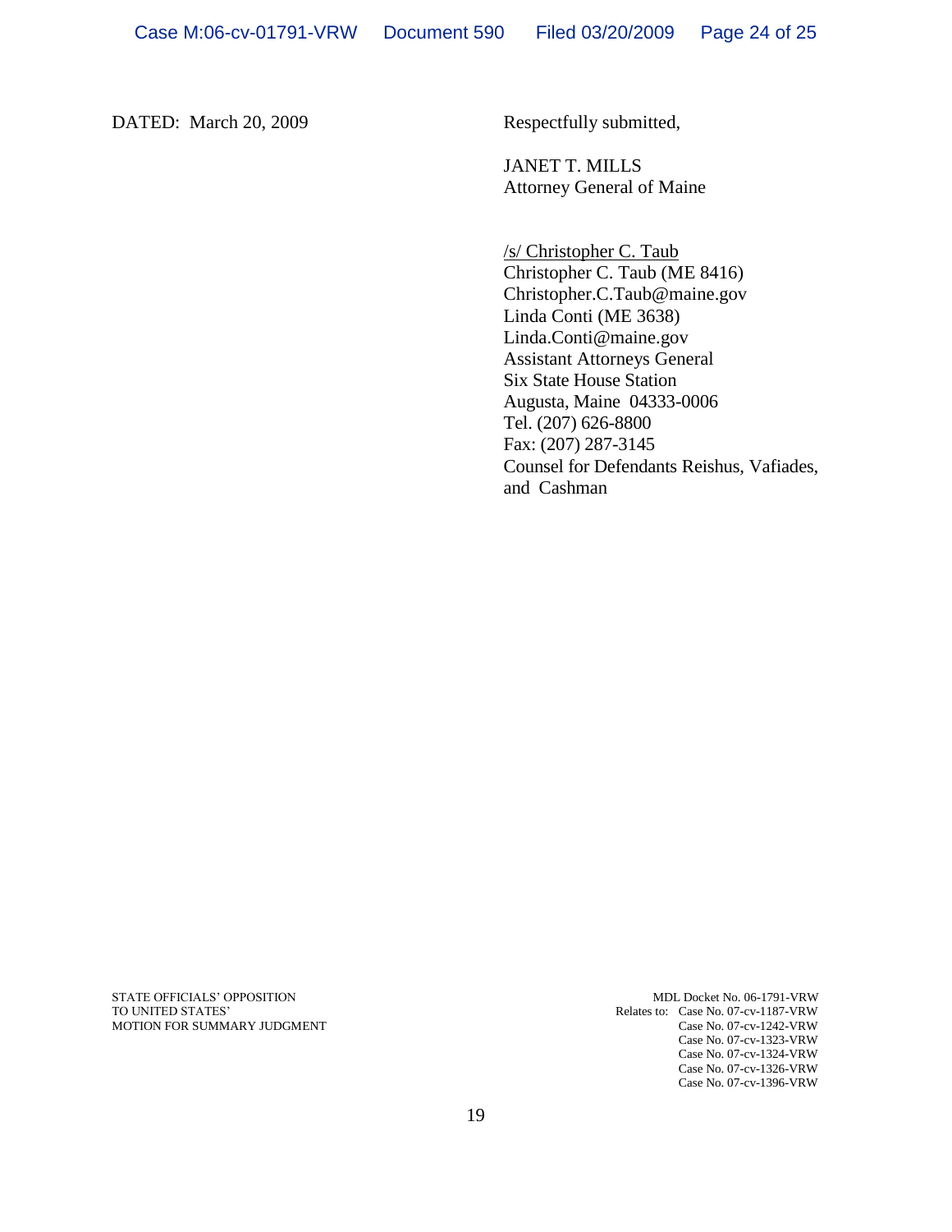DATED: March 20, 2009

Respectfully submitted,

JANET T. MILLS
Attorney General of Maine

/s/ Christopher C. Taub
Christopher C. Taub (ME 8416)
Christopher.C.Taub@maine.gov
Linda Conti (ME 3638)
Linda.Conti@maine.gov
Assistant Attorneys General
Six State House Station
Augusta, Maine 04333-0006
Tel. (207) 626-8800
Fax: (207) 287-3145
Counsel for Defendants Reishus, Vafiades, and Cashman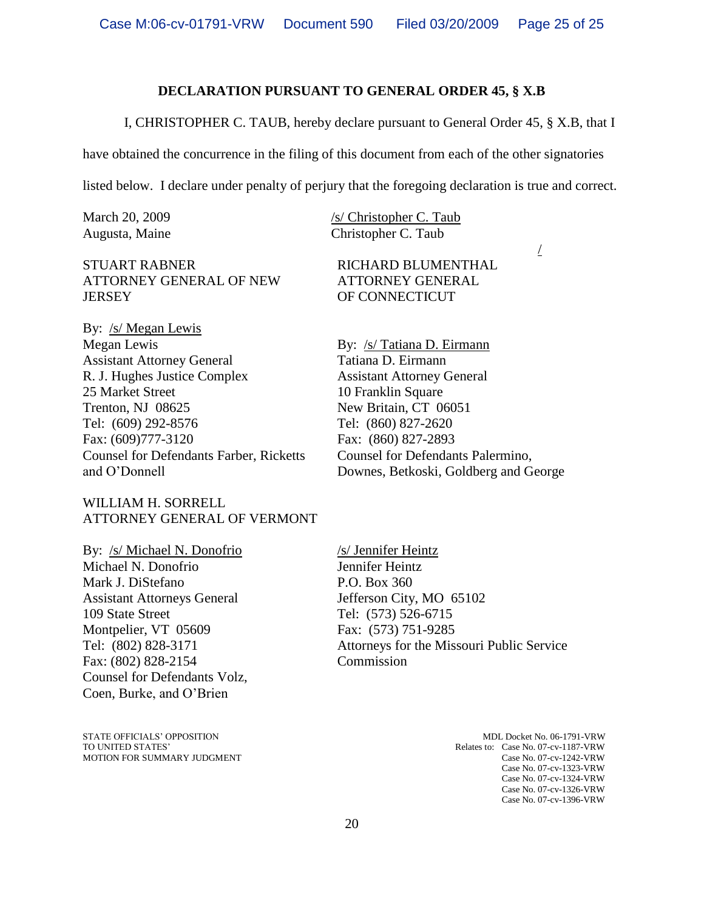## DECLARATION PURSUANT TO GENERAL ORDER 45, § X.B

I, CHRISTOPHER C. TAUB, hereby declare pursuant to General Order 45, § X.B, that I have obtained the concurrence in the filing of this document from each of the other signatories listed below. I declare under penalty of perjury that the foregoing declaration is true and correct.

March 20, 2009
Augusta, Maine

/s/ Christopher C. Taub
Christopher C. Taub

/

STUART RABNER
ATTORNEY GENERAL OF NEW JERSEY

By: /s/ Megan Lewis
Megan Lewis
Assistant Attorney General
R. J. Hughes Justice Complex
25 Market Street
Trenton, NJ 08625
Tel: (609) 292-8576
Fax: (609)777-3120
Counsel for Defendants Farber, Ricketts and O'Donnell

RICHARD BLUMENTHAL
ATTORNEY GENERAL
OF CONNECTICUT

By: /s/ Tatiana D. Eirmann
Tatiana D. Eirmann
Assistant Attorney General
10 Franklin Square
New Britain, CT 06051
Tel: (860) 827-2620
Fax: (860) 827-2893
Counsel for Defendants Palermino, Downes, Betkoski, Goldberg and George

WILLIAM H. SORRELL
ATTORNEY GENERAL OF VERMONT

By: /s/ Michael N. Donofrio
Michael N. Donofrio
Mark J. DiStefano
Assistant Attorneys General
109 State Street
Montpelier, VT 05609
Tel: (802) 828-3171
Fax: (802) 828-2154
Counsel for Defendants Volz, Coen, Burke, and O'Brien

/s/ Jennifer Heintz
Jennifer Heintz
P.O. Box 360
Jefferson City, MO 65102
Tel: (573) 526-6715
Fax: (573) 751-9285
Attorneys for the Missouri Public Service Commission

STATE OFFICIALS' OPPOSITION
TO UNITED STATES'
MOTION FOR SUMMARY JUDGMENT

MDL Docket No. 06-1791-VRW
Relates to: Case No. 07-cv-1187-VRW
Case No. 07-cv-1242-VRW
Case No. 07-cv-1323-VRW
Case No. 07-cv-1324-VRW
Case No. 07-cv-1326-VRW
Case No. 07-cv-1396-VRW